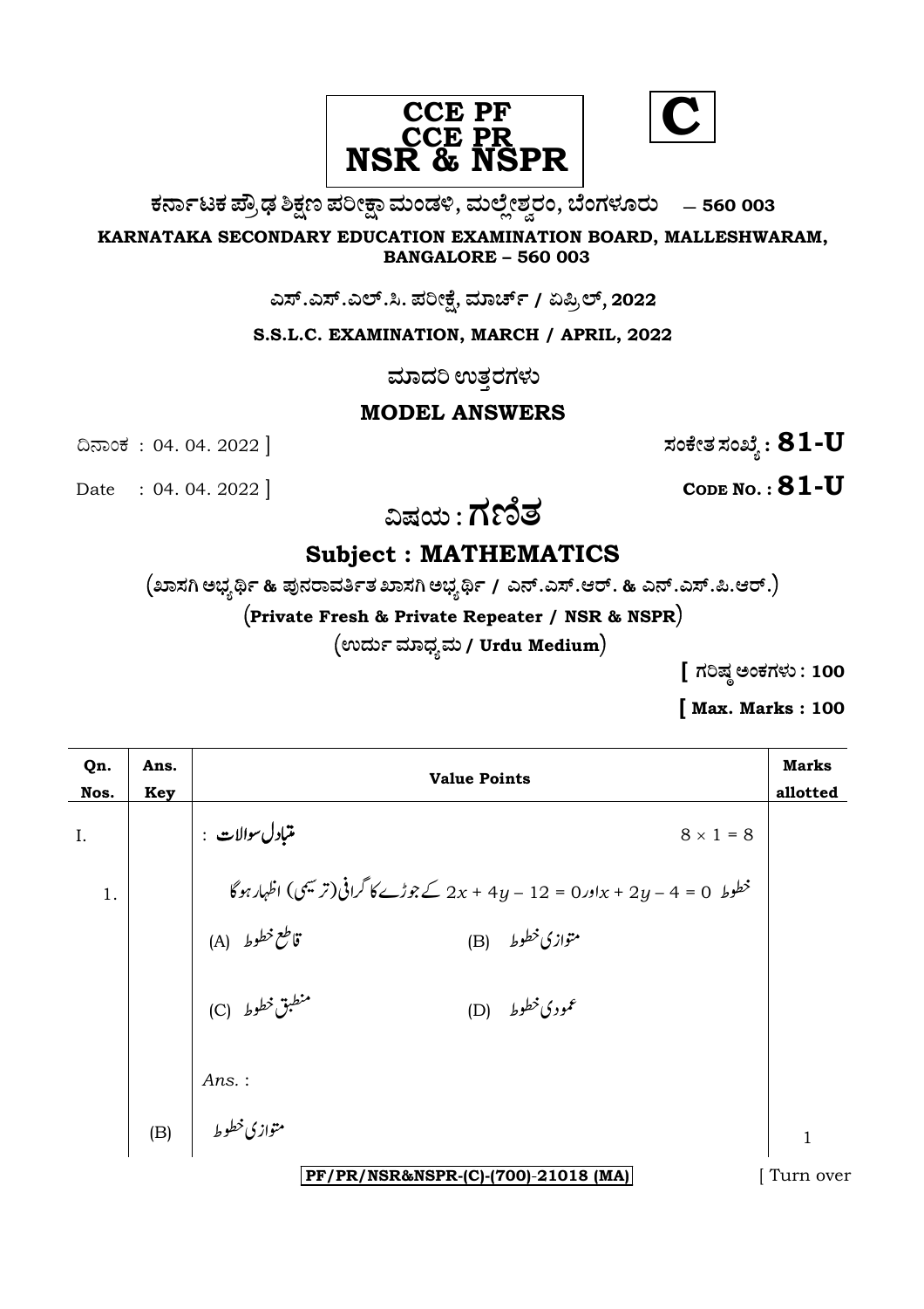**CCE PF**
**CCE PR**
**NSR & NSPR**

**C**

**ಕರ್ನಾಟಕ ಪ್ರೌಢ ಶಿಕ್ಷಣ ಪರೀಕ್ಷಾ ಮಂಡಳಿ, ಮಲ್ಲೇಶ್ವರಂ, ಬೆಂಗಳೂರು — 560 003**

**KARNATAKA SECONDARY EDUCATION EXAMINATION BOARD, MALLESHWARAM, BANGALORE – 560 003**

**ಎಸ್.ಎಸ್.ಎಲ್.ಸಿ. ಪರೀಕ್ಷೆ, ಮಾರ್ಚ್ / ಏಪ್ರಿಲ್, 2022**

**S.S.L.C. EXAMINATION, MARCH / APRIL, 2022**

**ಮಾದರಿ ಉತ್ತರಗಳು**

**MODEL ANSWERS**

ದಿನಾಂಕ : 04. 04. 2022 ] **ಸಂಕೇತ ಸಂಖ್ಯೆ : 81-U**

Date : 04. 04. 2022 ] **CODE NO. : 81-U**

# ವಿಷಯ : ಗಣಿತ

## Subject : MATHEMATICS

**(ಖಾಸಗಿ ಅಭ್ಯರ್ಥಿ & ಪುನರಾವರ್ತಿತ ಖಾಸಗಿ ಅಭ್ಯರ್ಥಿ / ಎನ್.ಎಸ್.ಆರ್. & ಎನ್.ಎಸ್.ಪಿ.ಆರ್.)**

**(Private Fresh & Private Repeater / NSR & NSPR)**

**(ಉರ್ದು ಮಾಧ್ಯಮ / Urdu Medium)**

**[ ಗರಿಷ್ಠ ಅಂಕಗಳು : 100**

**[ Max. Marks : 100**

| Qn. Nos. | Ans. Key | Value Points | Marks allotted |
|---|---|---|---|
| I. | | متبادل سوالات : $8 \times 1 = 8$ | |
| 1. | | خطوط $x + 2y - 4 = 0$ اور $2x + 4y - 12 = 0$ کے جوڑے کا گرافی (ترسیمی) اظہار ہوگا<br>(A) قاطع خطوط (B) متوازی خطوط<br>(C) منطبق خطوط (D) عمودی خطوط<br>*Ans.* : | |
| | (B) | متوازی خطوط | 1 |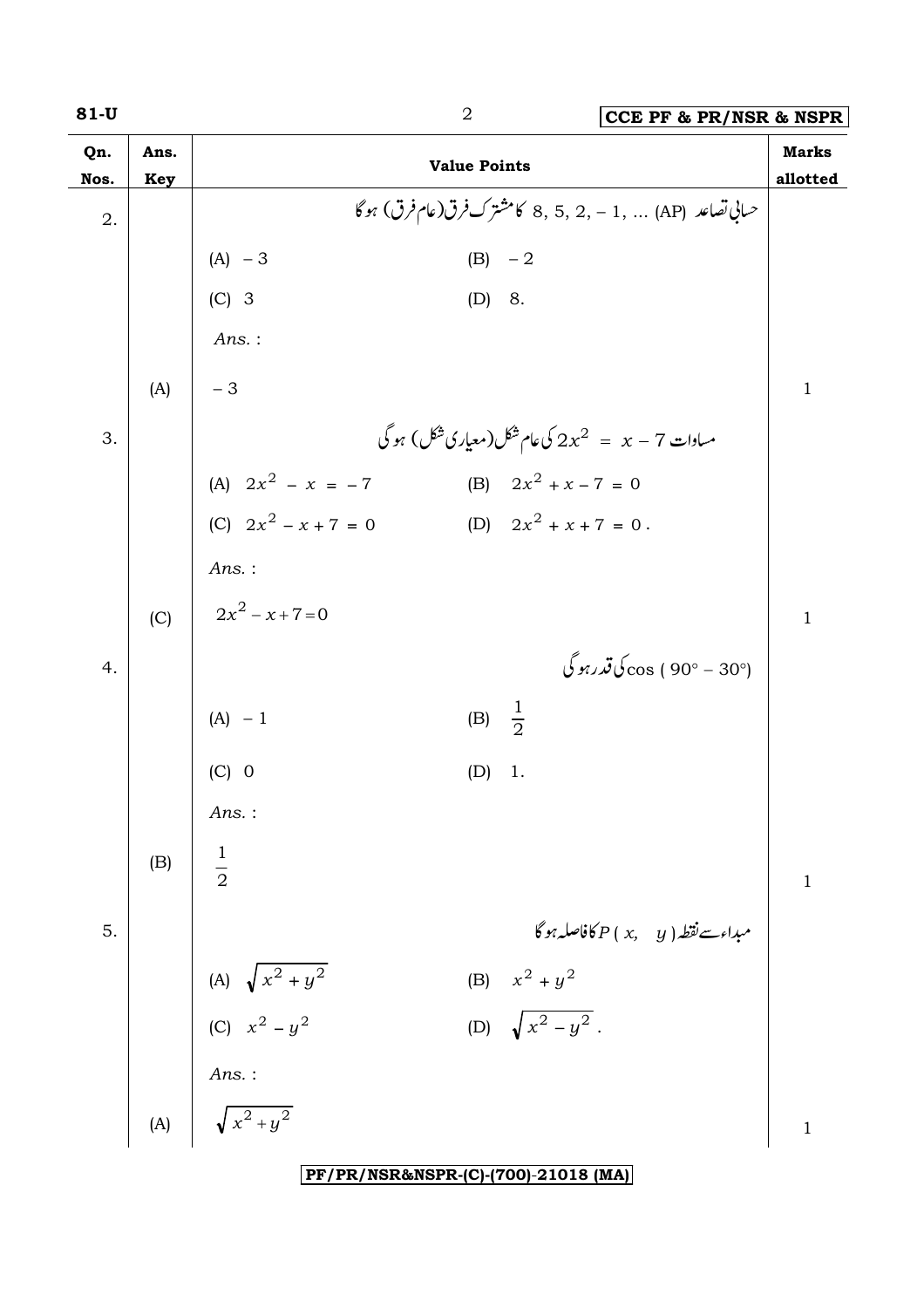| Qn. Nos. | Ans. Key | Value Points | Marks allotted |
|---|---|---|---|
| 2. | | حسابی تصاعد (AP) ... ,1 – ,2 ,5 ,8 کا مشترک فرق (عام فرق) ہوگا | |
| | | (A) $-3$ (B) $-2$ | |
| | | (C) $3$ (D) $8$. | |
| | | *Ans.* : | |
| | (A) | $-3$ | 1 |
| 3. | | مساوات $2x^2 = x - 7$ کی عام شکل (معیاری شکل) ہوگی | |
| | | (A) $2x^2 - x = -7$ (B) $2x^2 + x - 7 = 0$ | |
| | | (C) $2x^2 - x + 7 = 0$ (D) $2x^2 + x + 7 = 0$. | |
| | | *Ans.* : | |
| | (C) | $2x^2 - x + 7 = 0$ | 1 |
| 4. | | $\cos(90° - 30°)$ کی قدر ہوگی | |
| | | (A) $-1$ (B) $\frac{1}{2}$ | |
| | | (C) $0$ (D) $1$. | |
| | | *Ans.* : | |
| | (B) | $\frac{1}{2}$ | 1 |
| 5. | | مبداء سے نقطہ $P(x, y)$ کا فاصلہ ہوگا | |
| | | (A) $\sqrt{x^2 + y^2}$ (B) $x^2 + y^2$ | |
| | | (C) $x^2 - y^2$ (D) $\sqrt{x^2 - y^2}$. | |
| | | *Ans.* : | |
| | (A) | $\sqrt{x^2 + y^2}$ | 1 |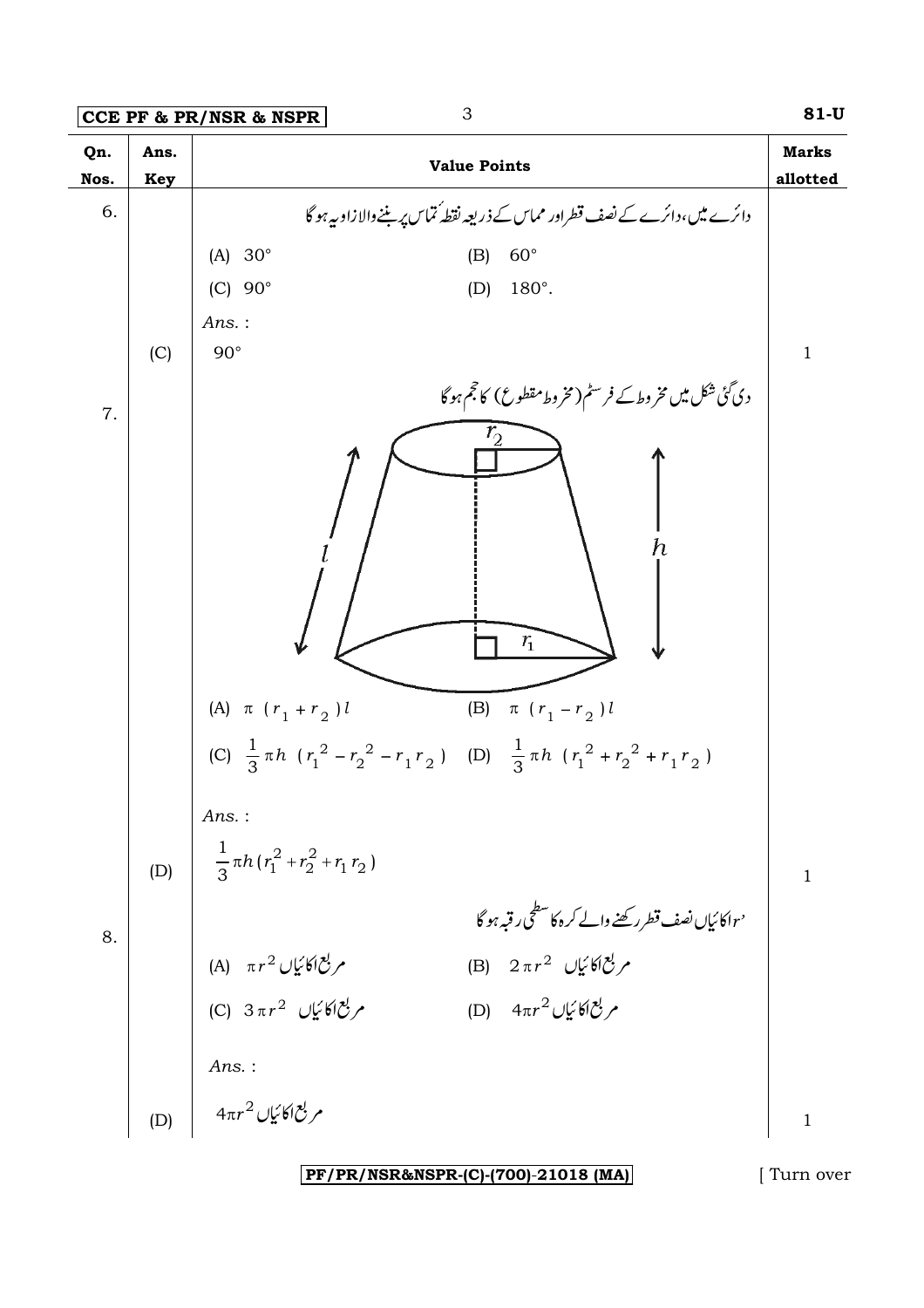| Qn. Nos. | Ans. Key | Value Points | Marks allotted |
|---|---|---|---|
| 6. | | دائرے میں، دائرے کے نصف قطر اور مماس کے ذریعہ نقطۂ تماس پر بننے والا زاویہ ہوگا | |
| | | (A) $30°$ (B) $60°$ | |
| | | (C) $90°$ (D) $180°$. | |
| | | *Ans.* : | |
| | (C) | $90°$ | 1 |
| 7. | | دی گئی شکل میں مخروط کے فرسٹم (مخروط مقطوع) کا حجم ہوگا | |
| | | (A) $\pi \ (r_1 + r_2) l$ (B) $\pi \ (r_1 - r_2) l$ | |
| | | (C) $\frac{1}{3} \pi h \ (r_1^2 - r_2^2 - r_1 r_2)$ (D) $\frac{1}{3} \pi h \ (r_1^2 + r_2^2 + r_1 r_2)$ | |
| | | *Ans.* : | |
| | (D) | $\frac{1}{3} \pi h (r_1^2 + r_2^2 + r_1 r_2)$ | 1 |
| 8. | | $r$ اکائیاں نصف قطر رکھنے والے کرہ کا سطحی رقبہ ہوگا | |
| | | (A) $\pi r^2$ مربع اکائیاں (B) $2 \pi r^2$ مربع اکائیاں | |
| | | (C) $3 \pi r^2$ مربع اکائیاں (D) $4\pi r^2$ مربع اکائیاں | |
| | | *Ans.* : | |
| | (D) | $4\pi r^2$ مربع اکائیاں | 1 |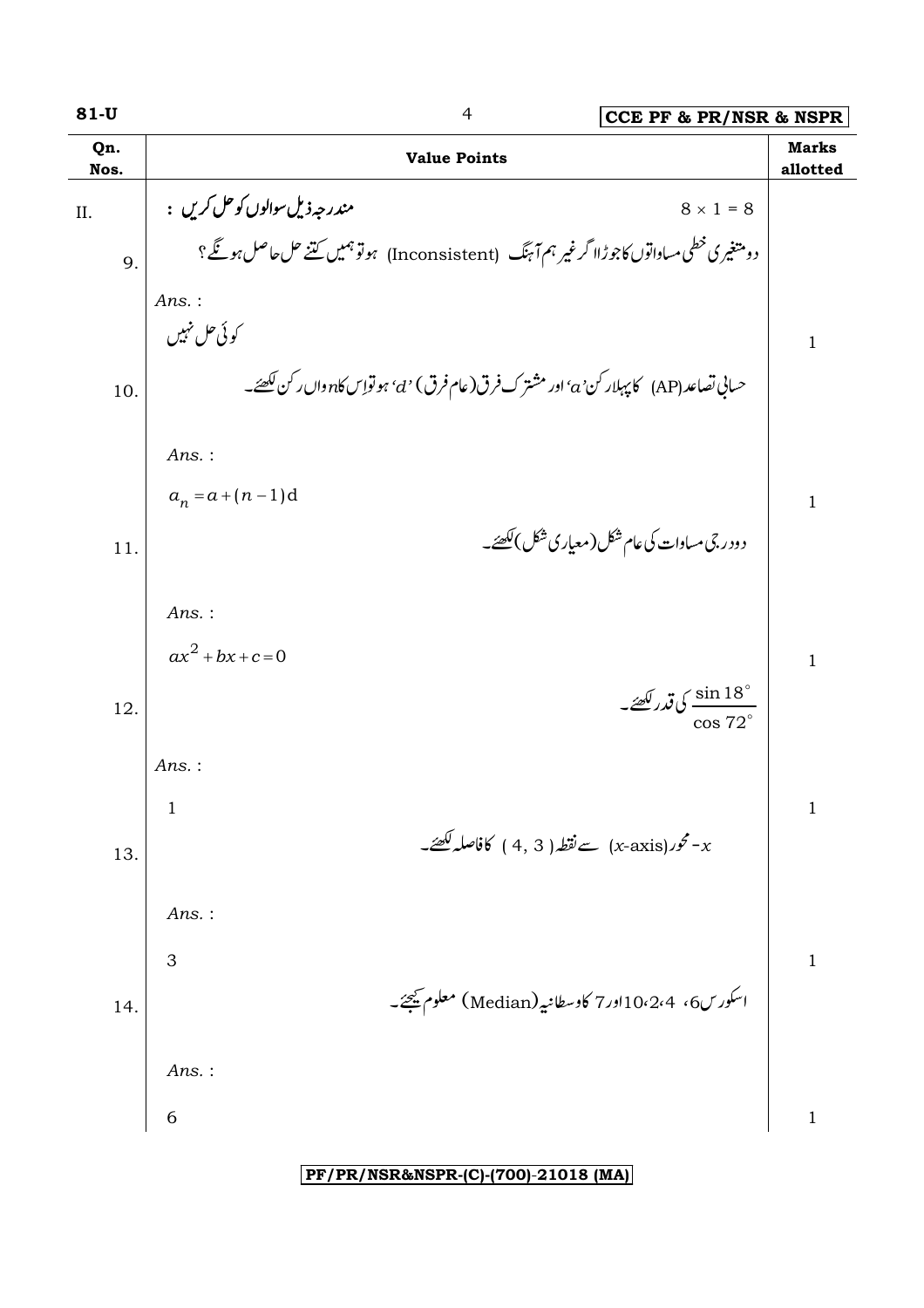| Qn. Nos. | Value Points | Marks allotted |
|---|---|---|
| II. | مندرجہ ذیل سوالوں کو حل کریں : $8 \times 1 = 8$ | |
| 9. | دو متغیری خطی مساواتوں کا جوڑا اگر غیر ہم آہنگ (Inconsistent) ہو تو ہمیں کتنے حل حاصل ہونگے؟ | |
| | *Ans.* : | |
| | کوئی حل نہیں | 1 |
| 10. | حسابی تصاعد (AP) کا پہلا رکن '$a$'، اور مشترک فرق (عام فرق) '$d$'، ہو تو اِس کا $n$واں رکن لکھئے۔ | |
| | *Ans.* : | |
| | $a_n = a + (n - 1)d$ | 1 |
| 11. | دو درجی مساوات کی عام شکل (معیاری شکل) لکھئے۔ | |
| | *Ans.* : | |
| | $ax^2 + bx + c = 0$ | 1 |
| 12. | $\frac{\sin 18^\circ}{\cos 72^\circ}$ کی قدر لکھئے۔ | |
| | *Ans.* : | |
| | 1 | 1 |
| 13. | $x$- محور ($x$-axis) سے نقطہ ( 4, 3 ) کا فاصلہ لکھئے۔ | |
| | *Ans.* : | |
| | 3 | 1 |
| 14. | اسکورس 6، 4، 2، 10 اور 7 کا وسطانیہ (Median) معلوم کیجئے۔ | |
| | *Ans.* : | |
| | 6 | 1 |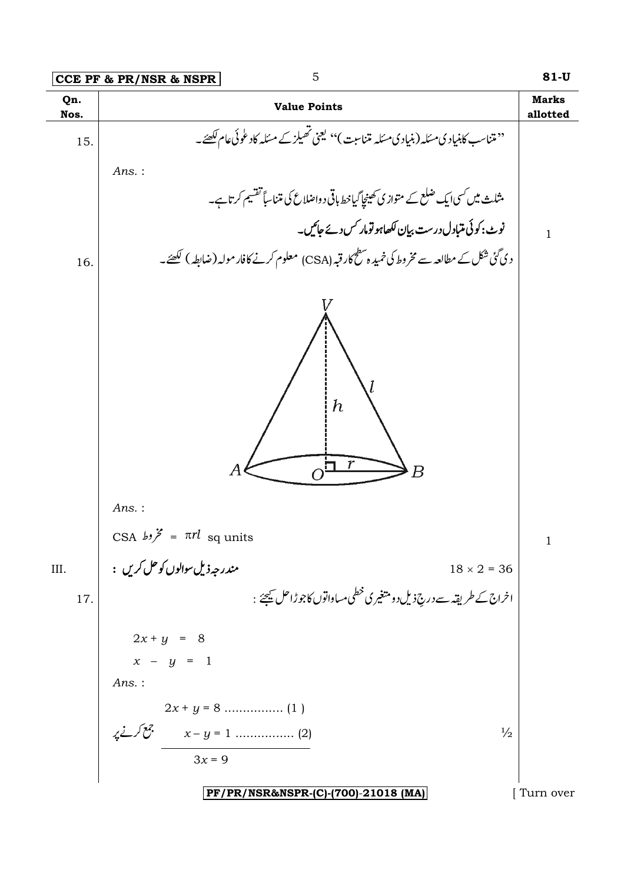| Qn. Nos. | Value Points | Marks allotted |
|---|---|---|
| 15. | ''متناسب کا بنیادی مسئلہ (بنیادی مسئلہ تناسبت)'' یعنی تھیلز کے مسئلہ کا دعوئی عام لکھئے۔ | |
| | *Ans.* : | |
| | مثلث میں کسی ایک ضلع کے متوازی کھینچا گیا خط باقی دو اضلاع کی متناسباً تقسیم کرتا ہے۔ | |
| | **نوٹ: کوئی متبادل درست بیان لکھا ہو تو مارکس دیے جائیں۔** | 1 |
| 16. | دی گئی شکل کے مطالعہ سے مخروط کی خمیدہ سطح کا رقبہ (CSA) معلوم کرنے کا فارمولہ (ضابطہ) لکھئے۔ | |
| | *Ans.* : | |
| | CSA مخروط = $\pi rl$ sq units | 1 |
| III. | **مندرجہ ذیل سوالوں کو حل کریں :** $18 \times 2 = 36$ | |
| 17. | اخراج کے طریقہ سے درجِ ذیل دو متغیری خطی مساواتوں کا جوڑا حل کیجئے : | |
| | $2x + y = 8$ <br> $x - y = 1$ | |
| | *Ans.* : | |
| | $2x + y = 8$ ................ (1) <br> جمع کرنے پر $x - y = 1$ ................ (2) | ½ |
| | $3x = 9$ | |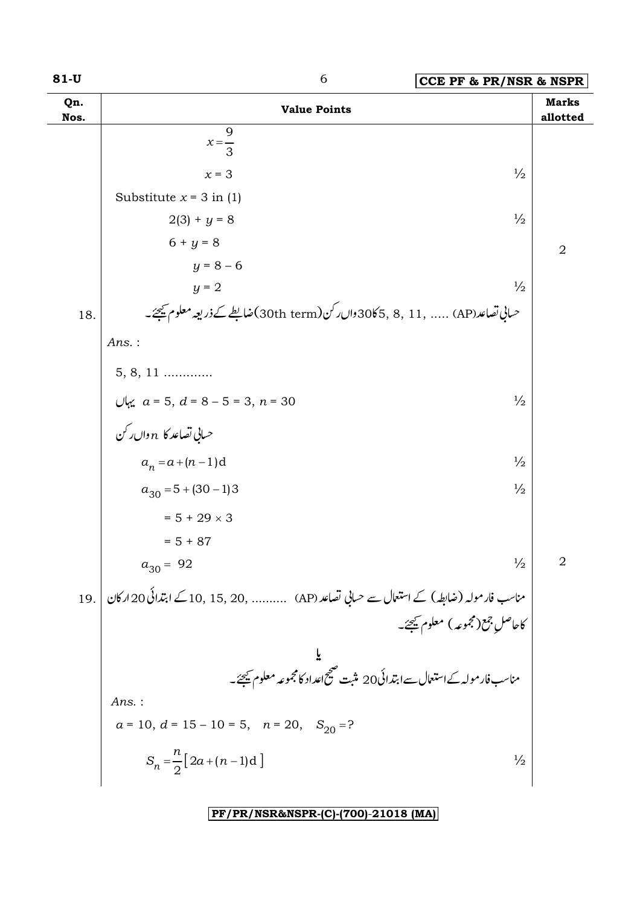| Qn. Nos. | Value Points | | Marks allotted |
|---|---|---|---|
| | $x = \frac{9}{3}$ | | |
| | $x = 3$ | ½ | |
| | Substitute $x = 3$ in (1) | | |
| | $2(3) + y = 8$ | ½ | |
| | $6 + y = 8$ | | 2 |
| | $y = 8 - 6$ | | |
| | $y = 2$ | ½ | |
| 18. | حسابی تصاعد(AP) ..... ,11 ,8 ,5 کا 30واں رکن(30th term) ضابطے کے ذریعہ معلوم کیجئے۔ | | |
| | *Ans.* : | | |
| | 5, 8, 11 ............ | | |
| | یہاں $a = 5$, $d = 8 - 5 = 3$, $n = 30$ | ½ | |
| | حسابی تصاعد کا $n$ واں رکن | | |
| | $a_n = a + (n-1)d$ | ½ | |
| | $a_{30} = 5 + (30-1)3$ | ½ | |
| | $= 5 + 29 \times 3$ | | |
| | $= 5 + 87$ | | |
| | $a_{30} = 92$ | ½ | 2 |
| 19. | مناسب فارمولہ (ضابطہ) کے استعمال سے حسابی تصاعد (AP) .......... ,20 ,15 ,10 کے ابتدائی 20 ارکان کا حاصلِ جمع (مجموعہ) معلوم کیجئے۔ | | |
| | یا | | |
| | مناسب فارمولہ کے استعمال سے ابتدائی 20 مثبت صحیح اعداد کا مجموعہ معلوم کیجئے۔ | | |
| | *Ans.* : | | |
| | $a = 10$, $d = 15 - 10 = 5$, $n = 20$, $S_{20} = ?$ | | |
| | $S_n = \frac{n}{2}\left[2a + (n-1)d\right]$ | ½ | |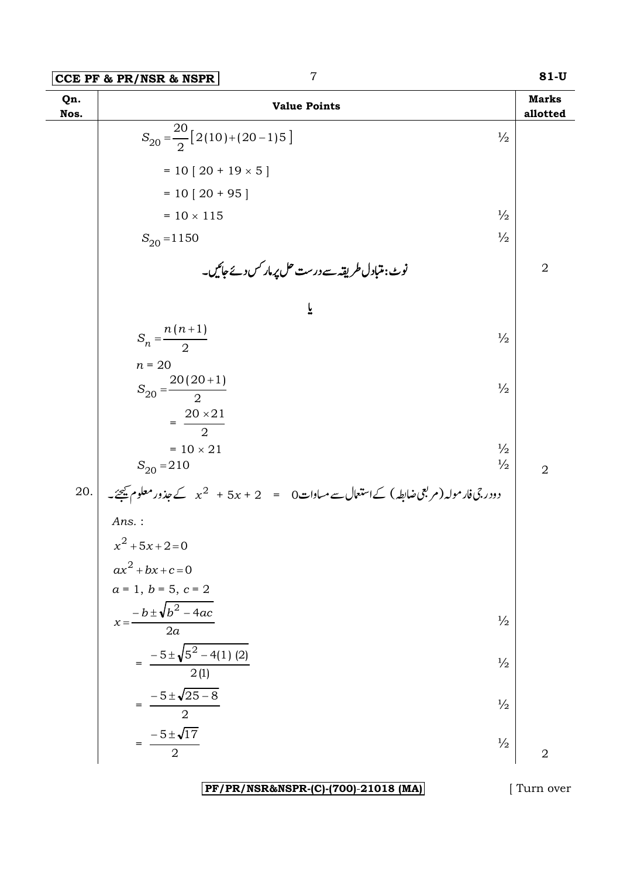| Qn. Nos. | Value Points | | Marks allotted |
|---|---|---|---|
| | $S_{20} = \frac{20}{2}\left[2(10)+(20-1)5\right]$ | ½ | |
| | $= 10 [ 20 + 19 \times 5 ]$ | | |
| | $= 10 [ 20 + 95 ]$ | | |
| | $= 10 \times 115$ | ½ | |
| | $S_{20} = 1150$ | ½ | |
| | نوٹ: متبادل طریقہ سے درست حل پر مارکس دئے جائیں۔ | | 2 |
| | یا | | |
| | $S_n = \frac{n(n+1)}{2}$ | ½ | |
| | $n = 20$ | | |
| | $S_{20} = \frac{20(20+1)}{2}$ | ½ | |
| | $= \frac{20 \times 21}{2}$ | | |
| | $= 10 \times 21$ | ½ | |
| | $S_{20} = 210$ | ½ | 2 |
| 20. | دودرجی فارمولہ (مربعی ضابطہ) کے استعمال سے مساوات $x^2 + 5x + 2 = 0$ کے جذور معلوم کیجئے۔ | | |
| | *Ans.* : | | |
| | $x^2 + 5x + 2 = 0$ | | |
| | $ax^2 + bx + c = 0$ | | |
| | $a = 1,\ b = 5,\ c = 2$ | | |
| | $x = \frac{-b \pm \sqrt{b^2 - 4ac}}{2a}$ | ½ | |
| | $= \frac{-5 \pm \sqrt{5^2 - 4(1)(2)}}{2(1)}$ | ½ | |
| | $= \frac{-5 \pm \sqrt{25 - 8}}{2}$ | ½ | |
| | $= \frac{-5 \pm \sqrt{17}}{2}$ | ½ | 2 |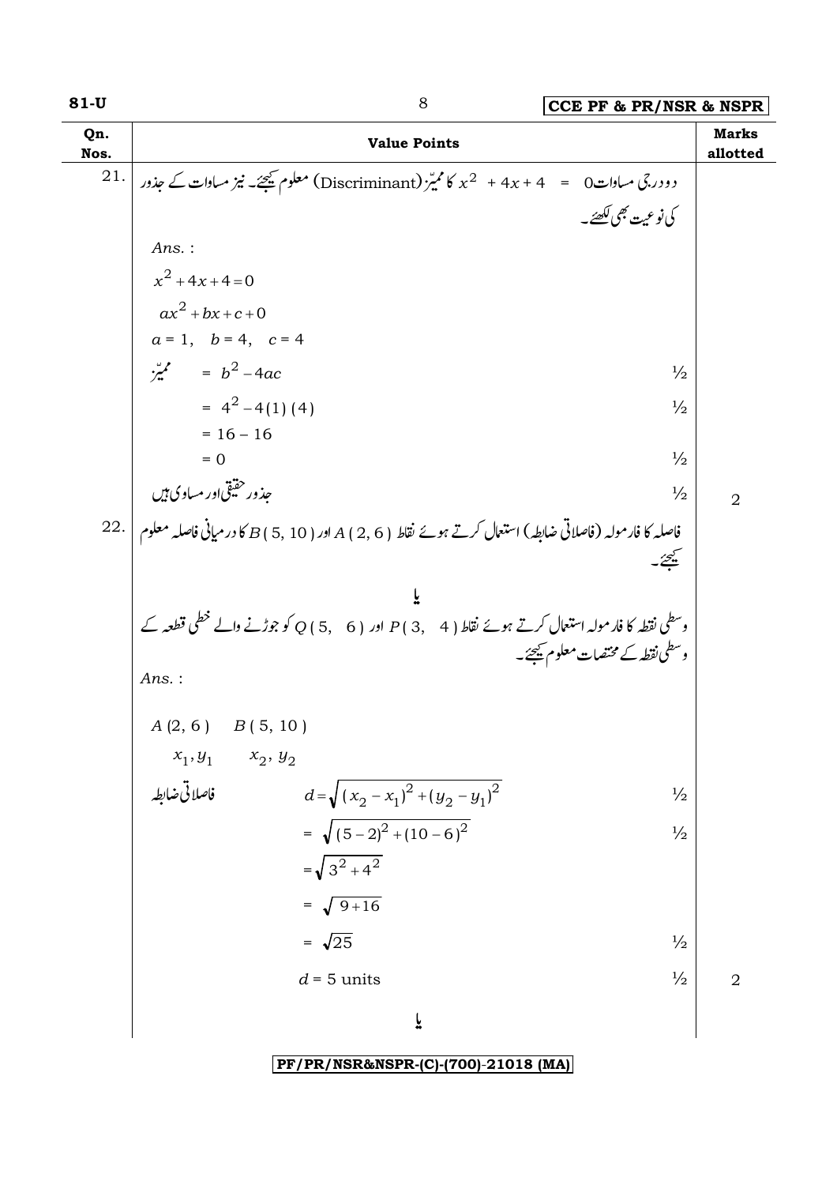| Qn. Nos. | Value Points | Marks allotted |
|---|---|---|
| 21. | دو درجی مساوات $x^2 + 4x + 4 = 0$ کا ممیّز (Discriminant) معلوم کیجئے۔ نیز مساوات کے جذور کی نوعیت بھی لکھئے۔ | |
| | *Ans.* : | |
| | $x^2 + 4x + 4 = 0$ | |
| | $ax^2 + bx + c + 0$ | |
| | $a = 1, \quad b = 4, \quad c = 4$ | |
| | ممیّز $= b^2 - 4ac$ | ½ |
| | $= 4^2 - 4(1)(4)$ | ½ |
| | $= 16 - 16$ | |
| | $= 0$ | ½ |
| | جذور حقیقی اور مساوی ہیں | ½ 2 |
| 22. | فاصلہ کا فارمولہ (فاصلاتی ضابطہ) استعمال کرتے ہوئے نقاط $A(2, 6)$ اور $B(5, 10)$ کا درمیانی فاصلہ معلوم کیجئے۔ | |
| | یا | |
| | وسطی نقطہ کا فارمولہ استعمال کرتے ہوئے نقاط $P(3, 4)$ اور $Q(5, 6)$ کو جوڑنے والے خطی قطعہ کے وسطی نقطہ کے مختصات معلوم کیجئے۔ | |
| | *Ans.* : | |
| | $A(2, 6) \quad B(5, 10)$ | |
| | $x_1, y_1 \quad x_2, y_2$ | |
| | فاصلاتی ضابطہ $d = \sqrt{(x_2 - x_1)^2 + (y_2 - y_1)^2}$ | ½ |
| | $= \sqrt{(5-2)^2 + (10-6)^2}$ | ½ |
| | $= \sqrt{3^2 + 4^2}$ | |
| | $= \sqrt{9 + 16}$ | |
| | $= \sqrt{25}$ | ½ |
| | $d = 5$ units | ½ 2 |
| | یا | |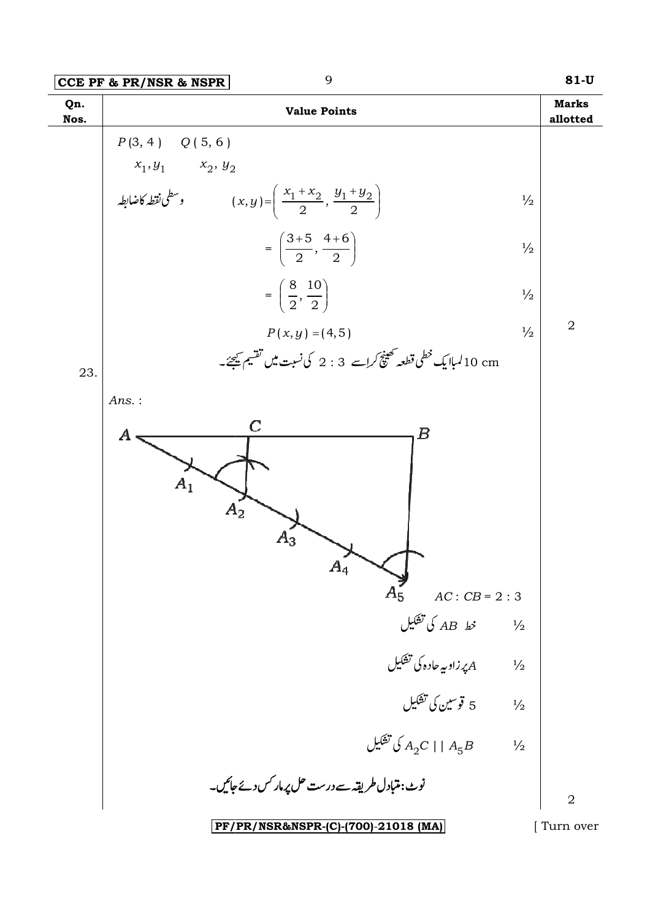| Qn. Nos. | Value Points | Marks allotted |
|---|---|---|
| | $P(3, 4)$ $Q(5, 6)$ | |
| | $x_1, y_1$ $x_2, y_2$ | |
| | وسطی نقطہ کا ضابطہ $(x, y) = \left( \frac{x_1 + x_2}{2}, \frac{y_1 + y_2}{2} \right)$ ½ | |
| | $= \left( \frac{3+5}{2}, \frac{4+6}{2} \right)$ ½ | |
| | $= \left( \frac{8}{2}, \frac{10}{2} \right)$ ½ | |
| | $P(x, y) = (4, 5)$ ½ | 2 |
| 23. | 10 cm لمبا ایک خطی قطعہ کھینچ کر اسے 2 : 3 کی نسبت میں تقسیم کیجئے۔ | |
| | *Ans.* : | |
| | A, C, B, $A_1$, $A_2$, $A_3$, $A_4$, $A_5$ | |
| | $AC : CB = 2 : 3$ | |
| | خط $AB$ کی تشکیل ½ | |
| | $A$ پر زاویہ حادہ کی تشکیل ½ | |
| | 5 قوسین کی تشکیل ½ | |
| | $A_2C \,\|\|\, A_5B$ کی تشکیل ½ | |
| | نوٹ: متبادل طریقہ سے درست حل پر مارکس دیے جائیں۔ | 2 |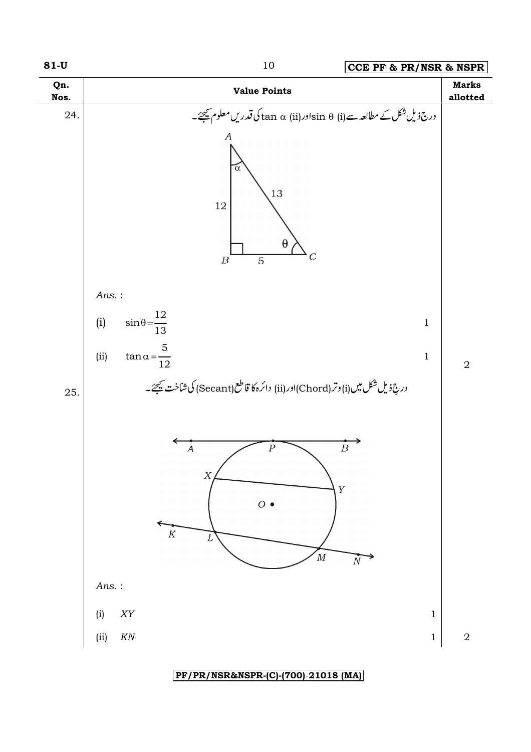| Qn. Nos. | Value Points | Marks allotted |
|---|---|---|
| 24. | درج ذیل شکل کے مطالعہ سے (i) $\sin\theta$ اور (ii) $\tan\alpha$ کی قدریں معلوم کیجئے۔ | |
| | *Ans.* : | |
| | (i) $\sin\theta = \frac{12}{13}$ — 1 | |
| | (ii) $\tan\alpha = \frac{5}{12}$ — 1 | 2 |
| 25. | درجِ ذیل شکل میں (i) وتر (Chord) اور (ii) دائرہ کا قاطع (Secant) کی شناخت کیجئے۔ | |
| | *Ans.* : | |
| | (i) $XY$ — 1 | |
| | (ii) $KN$ — 1 | 2 |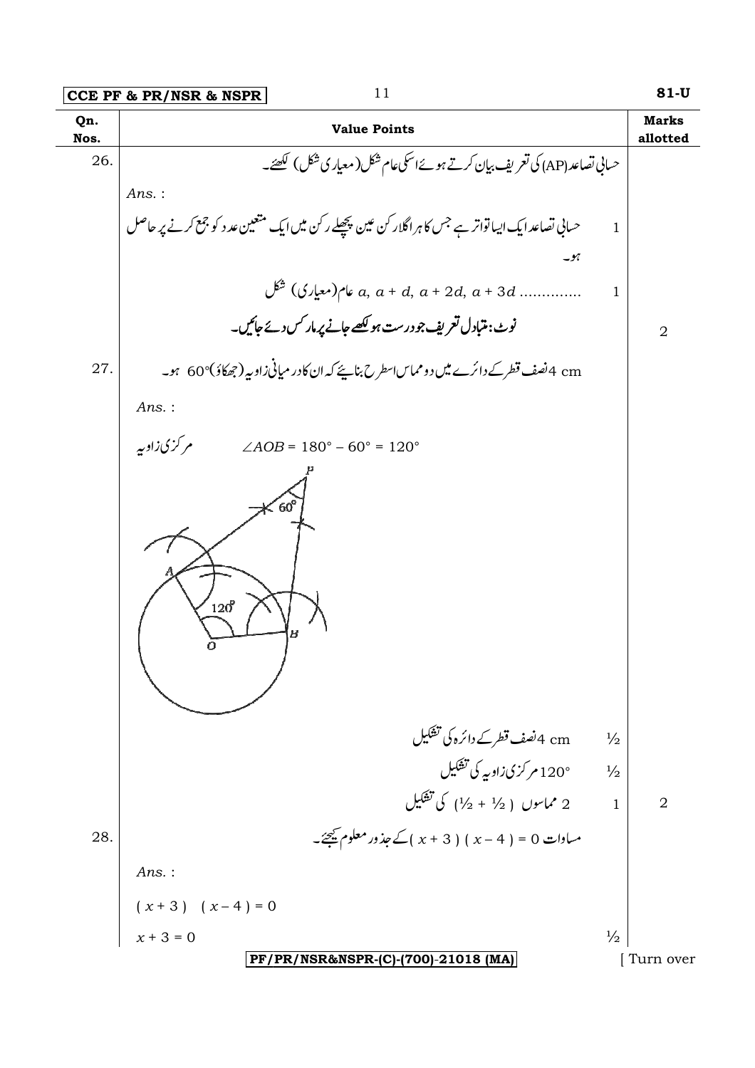| Qn. Nos. | Value Points | Marks allotted |
|---|---|---|
| 26. | حسابی تصاعد(AP) کی تعریف بیان کرتے ہوئے اسکی عام شکل (معیاری شکل) لکھئے۔ | |
| | *Ans.* : | |
| | حسابی تصاعد ایک ایسا تواتر ہے جس کا ہر اگلا رکن عین پچھلے رکن میں ایک متعین عدد کو جمع کرنے پر حاصل ہو۔ 1 | |
| | $a, a + d, a + 2d, a + 3d$ ............. عام(معیاری) شکل 1 | |
| | **نوٹ: متبادل تعریف جو درست ہو لکھے جانے پر مارکس دیے جائیں۔** | 2 |
| 27. | 4 cm نصف قطر کے دائرے میں دو مماس اسطرح بنائیے کہ ان کا درمیانی زاویہ (جھکاؤ) 60° ہو۔ | |
| | *Ans.* : | |
| | مرکزی زاویہ $\angle AOB = 180° - 60° = 120°$ | |
| | 4 cm نصف قطر کے دائرہ کی تشکیل $\frac{1}{2}$ | |
| | 120° مرکزی زاویہ کی تشکیل $\frac{1}{2}$ | |
| | 2 مماسوں ( $\frac{1}{2} + \frac{1}{2}$ ) کی تشکیل 1 | 2 |
| 28. | مساوات $( x + 3 ) ( x - 4 ) = 0$ کے جذور معلوم کیجئے۔ | |
| | *Ans.* : | |
| | $( x + 3 ) \ ( x - 4 ) = 0$ | |
| | $x + 3 = 0$ $\frac{1}{2}$ | |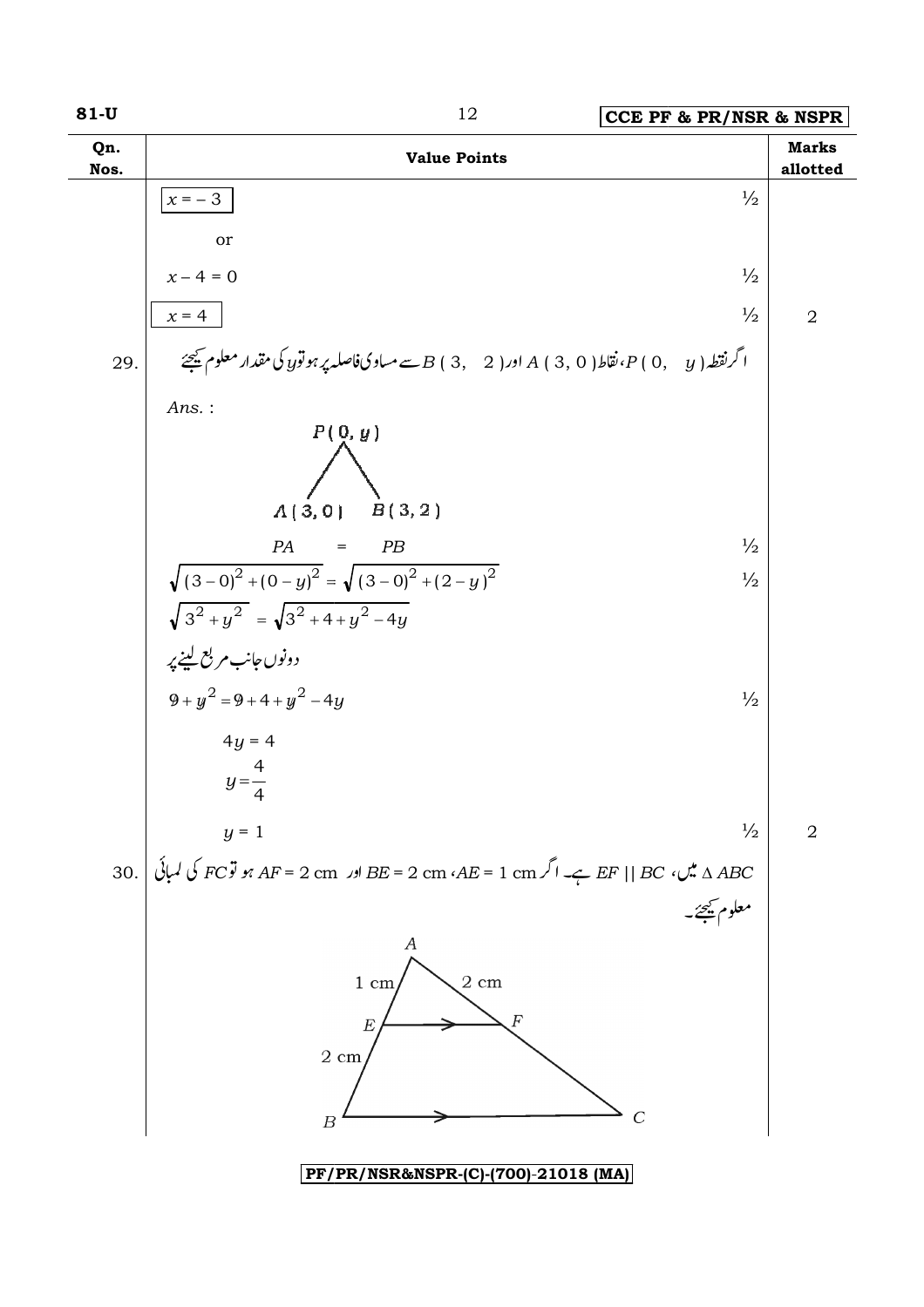| Qn. Nos. | Value Points | | Marks allotted |
|---|---|---|---|
| | $\boxed{x = -3}$ | ½ | |
| | or | | |
| | $x - 4 = 0$ | ½ | |
| | $\boxed{x = 4}$ | ½ | 2 |
| 29. | اگر نقطہ $P(0, \ y)$، نقاط $A(3, 0)$ اور $B(3, \ 2)$ سے مساوی فاصلہ پر ہو تو $y$ کی مقدار معلوم کیجئے | | |
| | *Ans.* : | | |
| | $P(0, y)$ ; $A(3, 0)$ ; $B(3, 2)$ | | |
| | $PA = PB$ | ½ | |
| | $\sqrt{(3-0)^2 + (0-y)^2} = \sqrt{(3-0)^2 + (2-y)^2}$ | ½ | |
| | $\sqrt{3^2 + y^2} = \sqrt{3^2 + 4 + y^2 - 4y}$ | | |
| | دونوں جانب مربع لینے پر | | |
| | $9 + y^2 = 9 + 4 + y^2 - 4y$ | ½ | |
| | $4y = 4$ | | |
| | $y = \frac{4}{4}$ | | |
| | $y = 1$ | ½ | 2 |
| 30. | $\Delta ABC$ میں، $EF \parallel BC$ ہے۔ اگر $AE = 1$ cm، $BE = 2$ cm اور $AF = 2$ cm ہو تو $FC$ کی لمبائی معلوم کیجئے۔ | | |
| | (Figure: triangle $ABC$ with $AE = 1$ cm, $EB = 2$ cm, $AF = 2$ cm, $EF \parallel BC$) | | |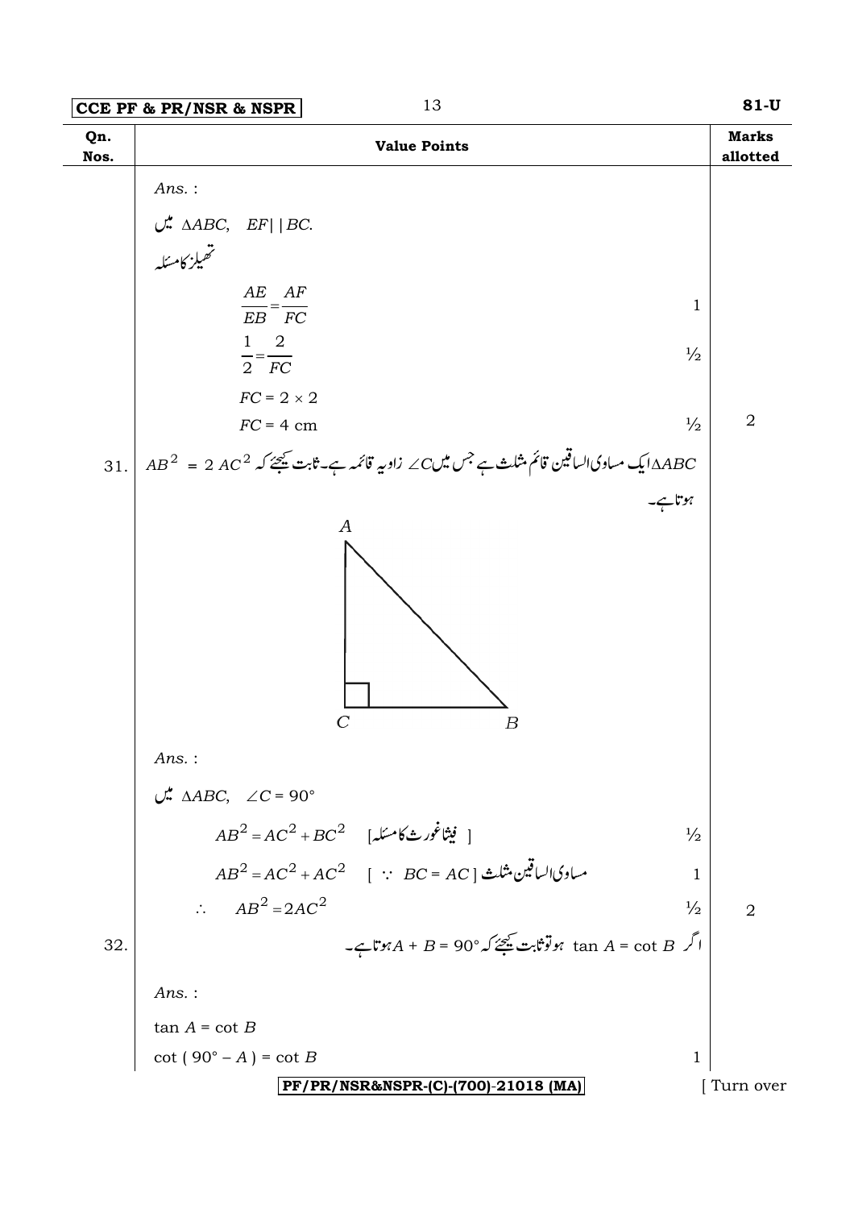| Qn. Nos. | Value Points | Marks allotted |
|---|---|---|
| | *Ans.* : | |
| | میں $\Delta ABC$, $EF \| BC$. | |
| | تھیلز کا مسئلہ | |
| | $\frac{AE}{EB} = \frac{AF}{FC}$ | 1 |
| | $\frac{1}{2} = \frac{2}{FC}$ | ½ |
| | $FC = 2 \times 2$ | |
| | $FC = 4$ cm | ½ &nbsp;&nbsp; 2 |
| 31. | $\Delta ABC$ ایک مساوی الساقین قائم مثلث ہے جس میں $\angle C$ زاویہ قائمہ ہے۔ ثابت کیجئے کہ $AB^2 = 2\,AC^2$ ہوتا ہے۔ | |
| | *Ans.* : | |
| | میں $\Delta ABC$, $\angle C = 90°$ | |
| | $AB^2 = AC^2 + BC^2$ [ فیثاغورث کا مسئلہ ] | ½ |
| | $AB^2 = AC^2 + AC^2$ [ $\because$ $BC = AC$ ] مساوی الساقین مثلث | 1 |
| | $\therefore$ $AB^2 = 2AC^2$ | ½ &nbsp;&nbsp; 2 |
| 32. | اگر $\tan A = \cot B$ ہو تو ثابت کیجئے کہ $A + B = 90°$ ہوتا ہے۔ | |
| | *Ans.* : | |
| | $\tan A = \cot B$ | |
| | $\cot(90° - A) = \cot B$ | 1 |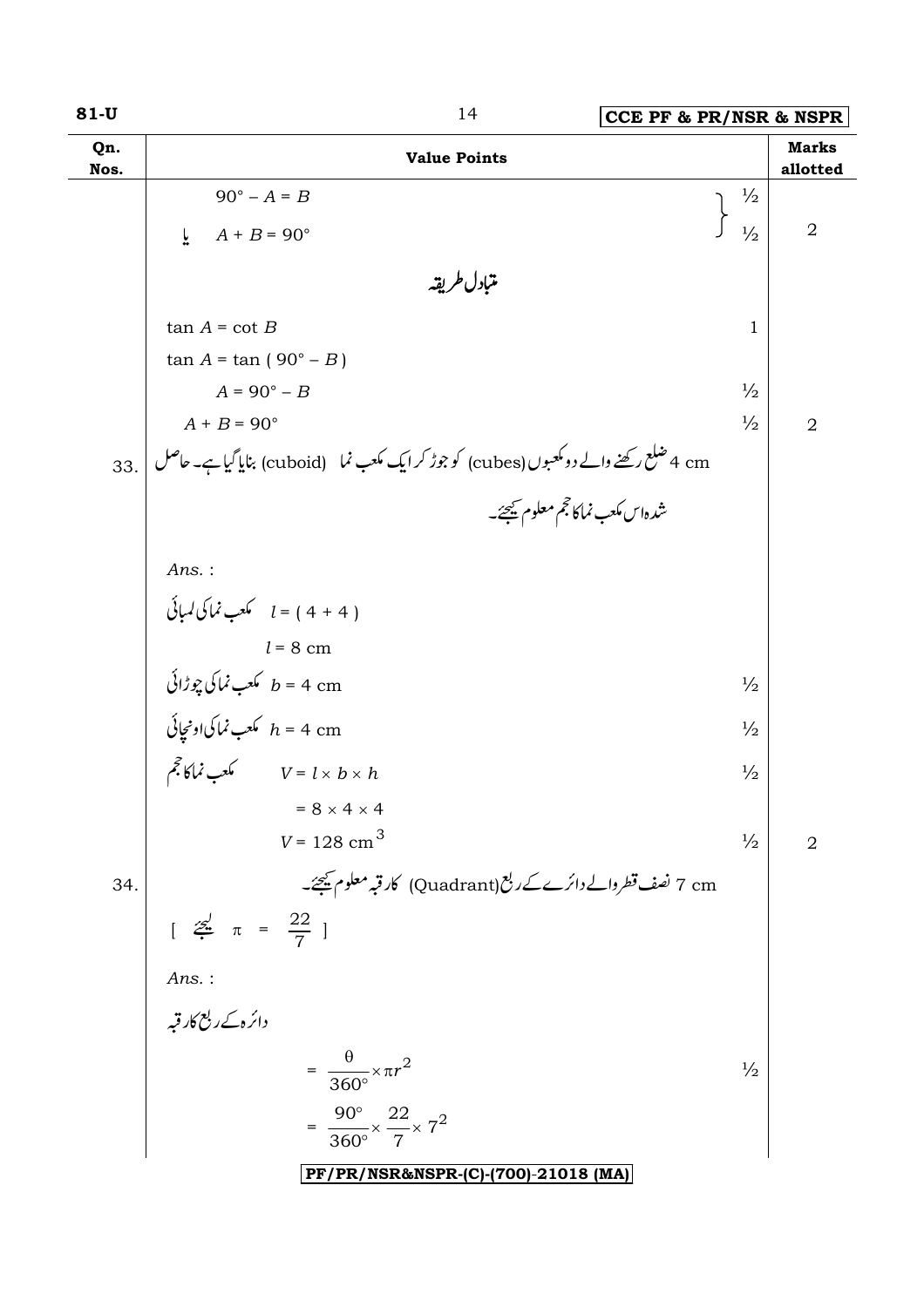| Qn. Nos. | Value Points | Marks allotted |
|---|---|---|
| | $90° - A = B$ | ½ |
| | یا $A + B = 90°$ | ½ &nbsp; 2 |
| | **متبادل طریقہ** | |
| | $\tan A = \cot B$ | 1 |
| | $\tan A = \tan(90° - B)$ | |
| | $A = 90° - B$ | ½ |
| | $A + B = 90°$ | ½ &nbsp; 2 |
| 33. | 4 cm ضلع رکھنے والے دو مکعبوں (cubes) کو جوڑ کر ایک مکعب نما (cuboid) بنایا گیا ہے۔ حاصل شدہ اس مکعب نما کا حجم معلوم کیجئے۔ | |
| | *Ans.* : | |
| | مکعب نما کی لمبائی $l = (4 + 4)$ | |
| | $l = 8$ cm | |
| | مکعب نما کی چوڑائی $b = 4$ cm | ½ |
| | مکعب نما کی اونچائی $h = 4$ cm | ½ |
| | مکعب نما کا حجم $V = l \times b \times h$ | ½ |
| | $= 8 \times 4 \times 4$ | |
| | $V = 128 \text{ cm}^3$ | ½ &nbsp; 2 |
| 34. | 7 cm نصف قطر والے دائرے کے ربع (Quadrant) کا رقبہ معلوم کیجئے۔ | |
| | [ لیجئے $\pi = \frac{22}{7}$ ] | |
| | *Ans.* : | |
| | دائرہ کے ربع کا رقبہ | |
| | $= \frac{\theta}{360°} \times \pi r^2$ | ½ |
| | $= \frac{90°}{360°} \times \frac{22}{7} \times 7^2$ | |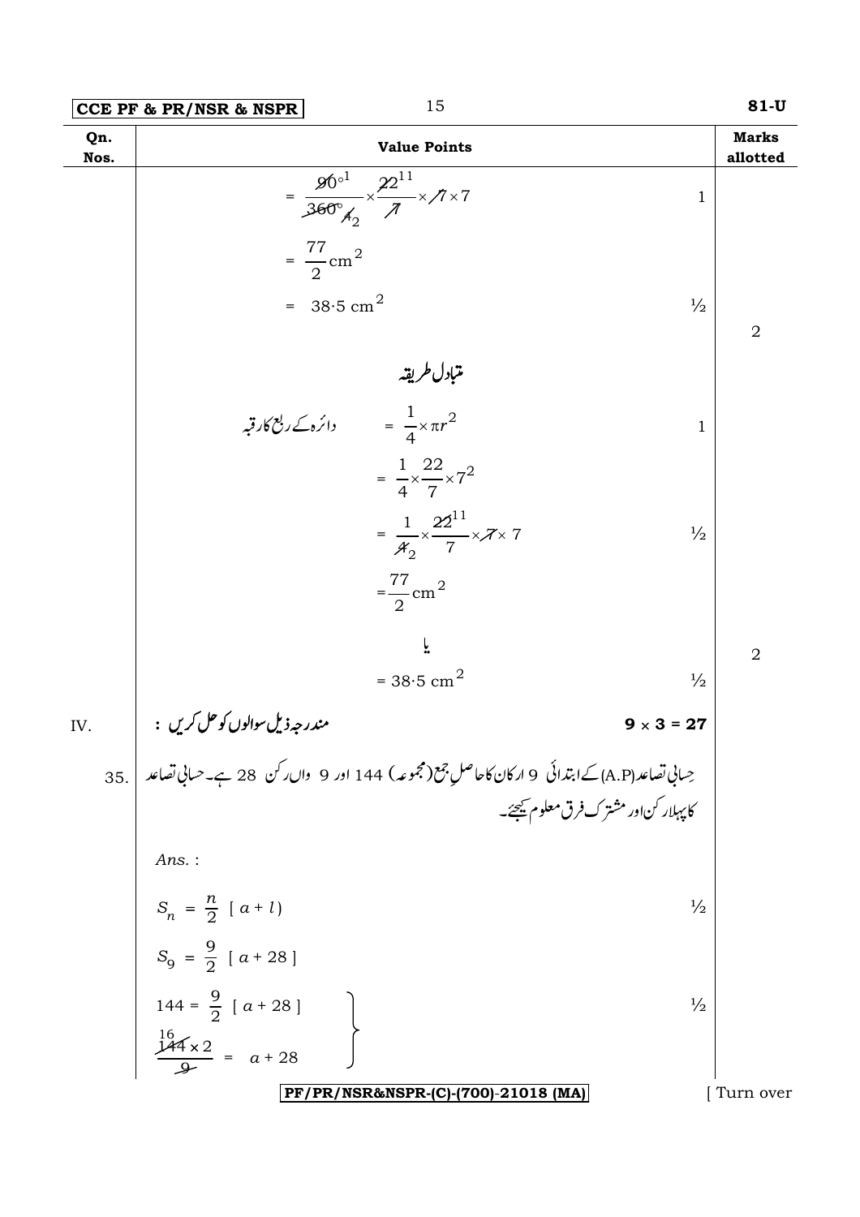| Qn. Nos. | Value Points | Marks allotted |
|---|---|---|
| | $= \frac{90^{\circ 1}}{360^{\circ}_{4_2}} \times \frac{22^{11}}{7} \times 7 \times 7$ &nbsp;&nbsp; 1 | |
| | $= \frac{77}{2} \text{cm}^2$ | |
| | $= 38{\cdot}5 \text{ cm}^2$ &nbsp;&nbsp; ½ | 2 |
| | **متبادل طریقہ** | |
| | دائرہ کے ربع کا رقبہ $= \frac{1}{4} \times \pi r^2$ &nbsp;&nbsp; 1 | |
| | $= \frac{1}{4} \times \frac{22}{7} \times 7^2$ | |
| | $= \frac{1}{4_2} \times \frac{22^{11}}{7} \times 7 \times 7$ &nbsp;&nbsp; ½ | |
| | $= \frac{77}{2} \text{cm}^2$ | |
| | یا | |
| | $= 38{\cdot}5 \text{ cm}^2$ &nbsp;&nbsp; ½ | 2 |
| IV. | **مندرجہ ذیل سوالوں کو حل کریں :** &nbsp;&nbsp; $9 \times 3 = 27$ | |
| 35. | حِسابی تصاعد (A.P) کے ابتدائی 9 ارکان کا حاصلِ جمع (مجموعہ) 144 اور 9 واں رکن 28 ہے۔ حسابی تصاعد کا پہلا رکن اور مشترک فرق معلوم کیجئے۔ | |
| | *Ans.* : | |
| | $S_n = \frac{n}{2} [ a + l )$ &nbsp;&nbsp; ½ | |
| | $S_9 = \frac{9}{2} [ a + 28 ]$ | |
| | $144 = \frac{9}{2} [ a + 28 ]$ &nbsp;&nbsp; ½ | |
| | $\frac{\overset{16}{144} \times 2}{9} = a + 28$ | |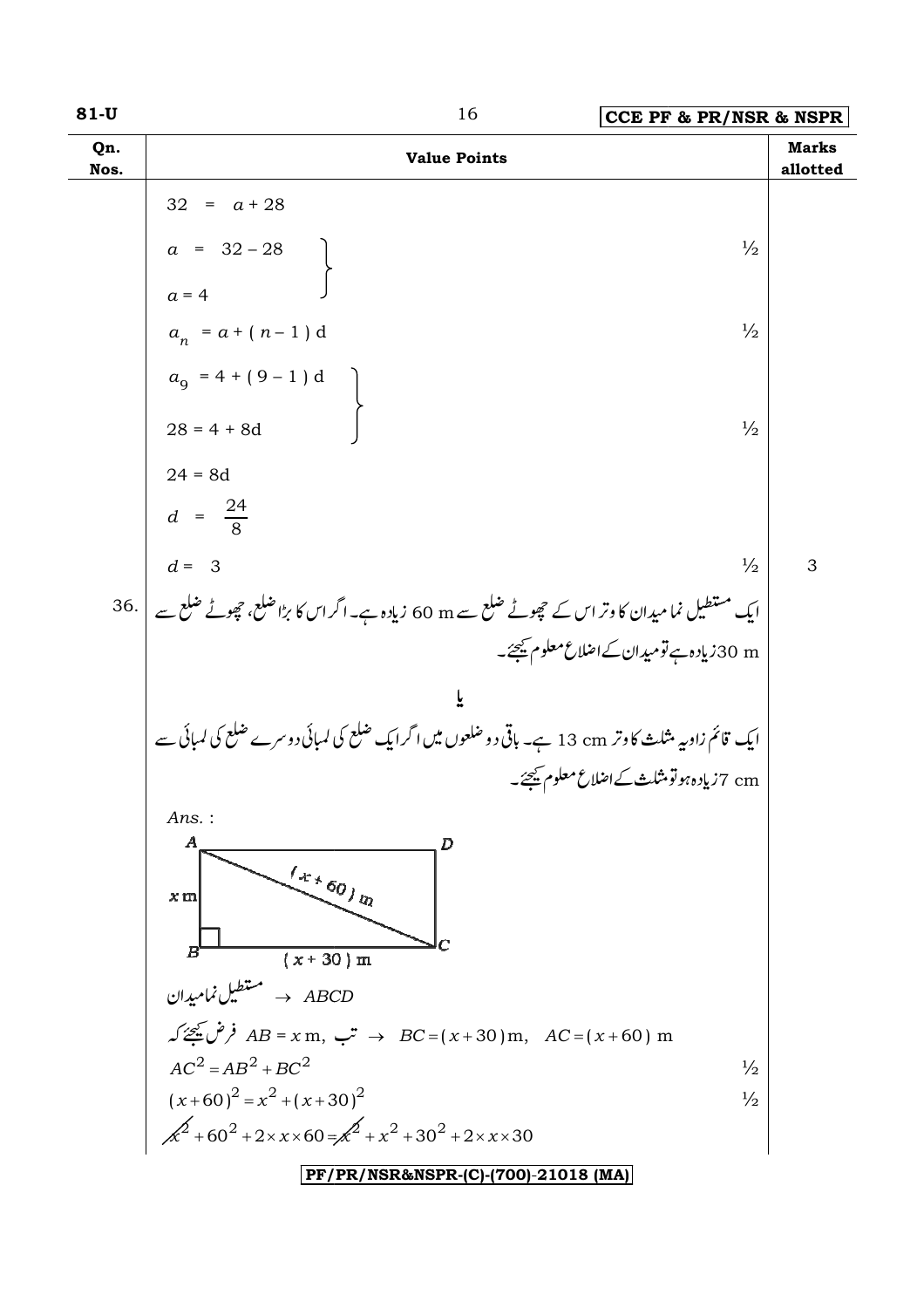| Qn. Nos. | Value Points | Marks allotted |
|---|---|---|
| | $32 = a + 28$ | |
| | $a = 32 - 28$, $a = 4$ ½ | |
| | $a_n = a + (n-1)d$ ½ | |
| | $a_9 = 4 + (9-1)d$, $28 = 4 + 8d$ ½ | |
| | $24 = 8d$ | |
| | $d = \frac{24}{8}$ | |
| | $d = 3$ ½ | 3 |
| 36. | ایک مستطیل نما میدان کا وتر اس کے چھوٹے ضلع سے 60 m زیادہ ہے۔ اگر اس کا بڑا ضلع، چھوٹے ضلع سے 30 m زیادہ ہے تو میدان کے اضلاع معلوم کیجئے۔ | |
| | **یا** | |
| | ایک قائم زاویہ مثلث کا وتر 13 cm ہے۔ باقی دو ضلعوں میں اگر ایک ضلع کی لمبائی دوسرے ضلع کی لمبائی سے 7 cm زیادہ ہو تو مثلث کے اضلاع معلوم کیجئے۔ | |
| | *Ans.* : | |
| | Rectangle ABCD with right angle at B: $AB = x$ m, $BC = (x+30)$ m, diagonal $AC = (x+60)$ m | |
| | مستطیل نما میدان $\rightarrow ABCD$ | |
| | فرض کیجئے کہ $AB = x$ m, تب $\rightarrow BC = (x+30)$ m, $AC = (x+60)$ m | |
| | $AC^2 = AB^2 + BC^2$ ½ | |
| | $(x+60)^2 = x^2 + (x+30)^2$ ½ | |
| | $\cancel{x^2} + 60^2 + 2 \times x \times 60 = \cancel{x^2} + x^2 + 30^2 + 2 \times x \times 30$ | |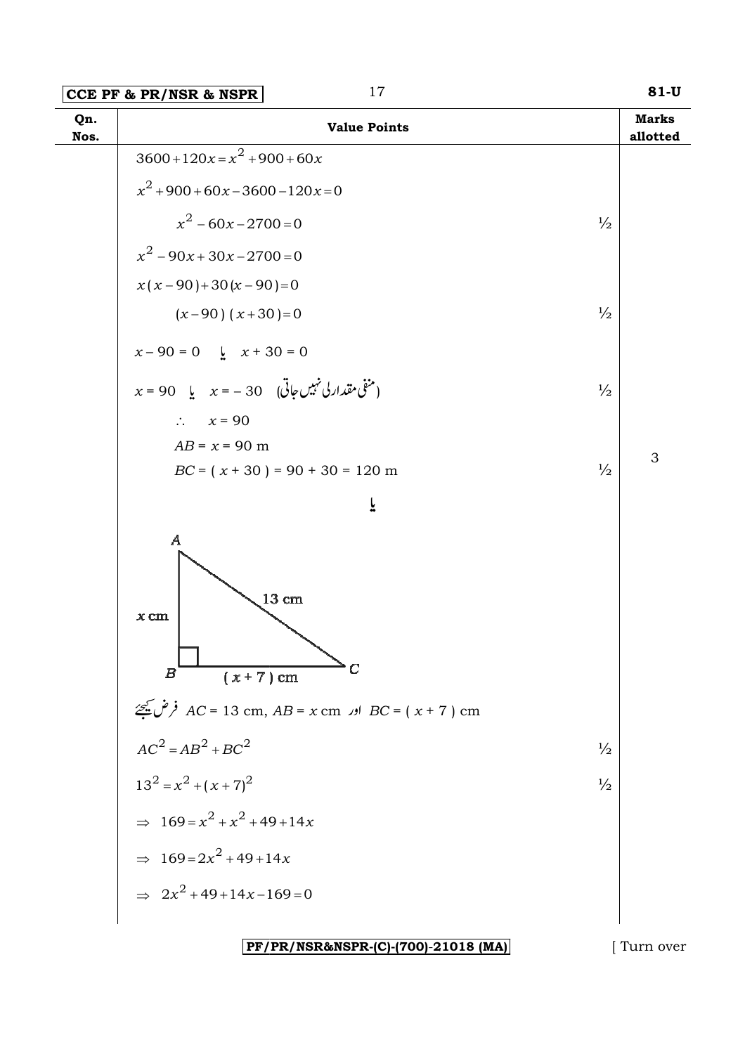| Qn. Nos. | Value Points | Marks allotted |
|---|---|---|
| | $3600 + 120x = x^2 + 900 + 60x$ | |
| | $x^2 + 900 + 60x - 3600 - 120x = 0$ | |
| | $x^2 - 60x - 2700 = 0$ ½ | |
| | $x^2 - 90x + 30x - 2700 = 0$ | |
| | $x(x - 90) + 30(x - 90) = 0$ | |
| | $(x - 90)(x + 30) = 0$ ½ | |
| | $x - 90 = 0$ یا $x + 30 = 0$ | |
| | $x = 90$ یا $x = -30$ (منفی مقدار لی نہیں جاتی $-30$) ½ | |
| | $\therefore \quad x = 90$ | |
| | $AB = x = 90$ m | |
| | $BC = (x + 30) = 90 + 30 = 120$ m ½ | 3 |
| | یا | |
| | (Figure: right triangle ABC, right angle at B, $AB = x$ cm, $BC = (x + 7)$ cm, $AC = 13$ cm) | |
| | فرض کیجئے $AC = 13$ cm, $AB = x$ cm اور $BC = (x + 7)$ cm | |
| | $AC^2 = AB^2 + BC^2$ ½ | |
| | $13^2 = x^2 + (x + 7)^2$ ½ | |
| | $\Rightarrow \; 169 = x^2 + x^2 + 49 + 14x$ | |
| | $\Rightarrow \; 169 = 2x^2 + 49 + 14x$ | |
| | $\Rightarrow \; 2x^2 + 49 + 14x - 169 = 0$ | |

PF/PR/NSR&NSPR-(C)-(700)-21018 (MA)

[ Turn over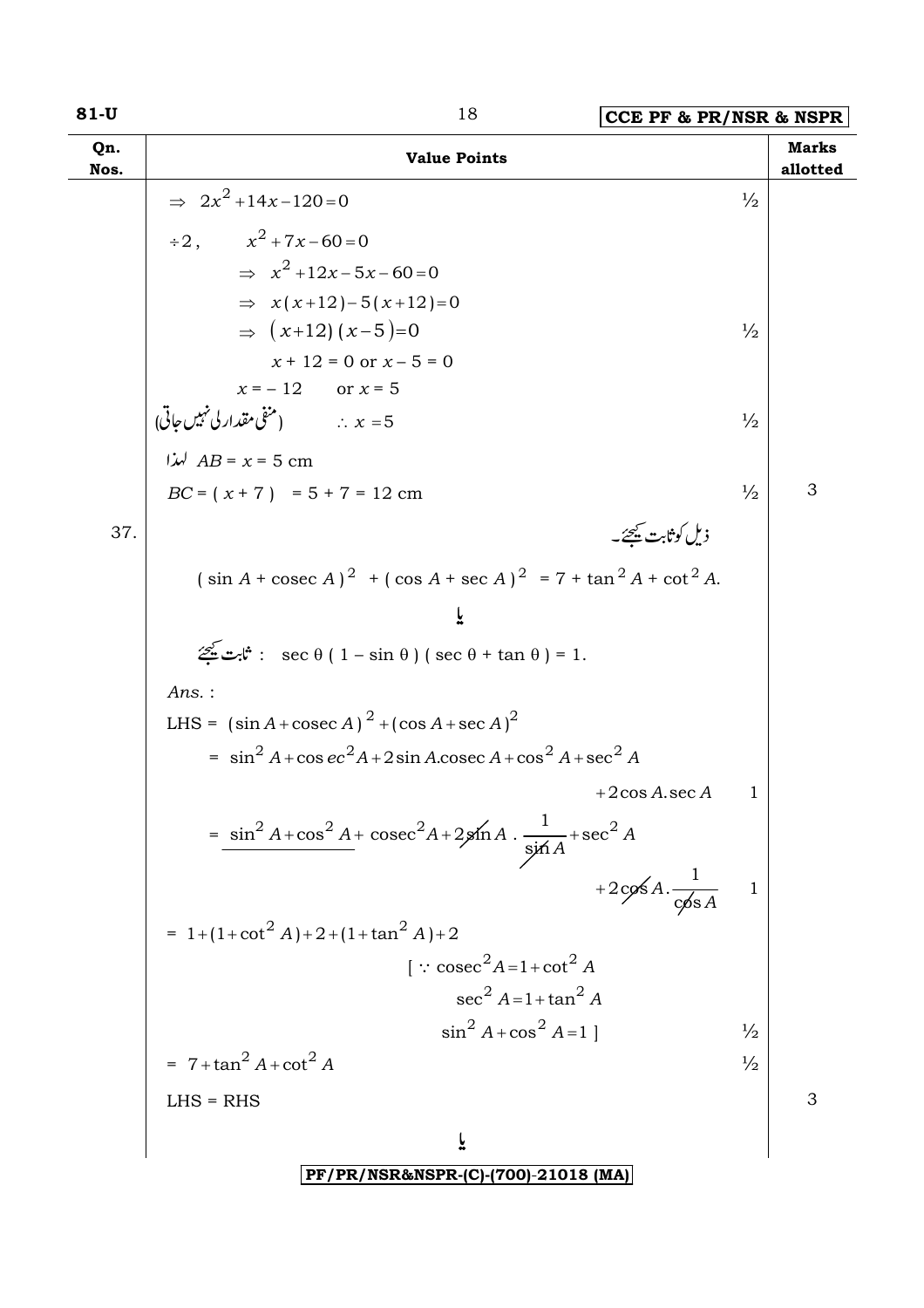| Qn. Nos. | Value Points | Marks allotted |
|---|---|---|
| | $\Rightarrow\ 2x^2 + 14x - 120 = 0$ ½ | |
| | $\div 2, \quad x^2 + 7x - 60 = 0$ | |
| | $\Rightarrow\ x^2 + 12x - 5x - 60 = 0$ | |
| | $\Rightarrow\ x(x+12) - 5(x+12) = 0$ | |
| | $\Rightarrow\ (x+12)(x-5) = 0$ ½ | |
| | $x + 12 = 0$ or $x - 5 = 0$ | |
| | $x = -12$ or $x = 5$ | |
| | (منفی مقدار لی نہیں جاتی) $\quad \therefore x = 5$ ½ | |
| | لہذا $AB = x = 5$ cm | |
| | $BC = (x + 7) = 5 + 7 = 12$ cm ½ | 3 |
| 37. | ذیل کو ثابت کیجئے۔ | |
| | $(\sin A + \operatorname{cosec} A)^2 + (\cos A + \sec A)^2 = 7 + \tan^2 A + \cot^2 A.$ | |
| | یا | |
| | ثابت کیجئے : $\sec\theta(1 - \sin\theta)(\sec\theta + \tan\theta) = 1.$ | |
| | *Ans.* : | |
| | LHS = $(\sin A + \operatorname{cosec} A)^2 + (\cos A + \sec A)^2$ | |
| | $= \sin^2 A + \operatorname{cosec}^2 A + 2\sin A.\operatorname{cosec} A + \cos^2 A + \sec^2 A + 2\cos A.\sec A$ 1 | |
| | $= \underline{\sin^2 A + \cos^2 A} + \operatorname{cosec}^2 A + 2\sin A.\dfrac{1}{\sin A} + \sec^2 A + 2\cos A.\dfrac{1}{\cos A}$ 1 | |
| | $= 1 + (1 + \cot^2 A) + 2 + (1 + \tan^2 A) + 2$ | |
| | $[\because \operatorname{cosec}^2 A = 1 + \cot^2 A$; $\sec^2 A = 1 + \tan^2 A$; $\sin^2 A + \cos^2 A = 1]$ ½ | |
| | $= 7 + \tan^2 A + \cot^2 A$ ½ | |
| | LHS = RHS | 3 |
| | یا | |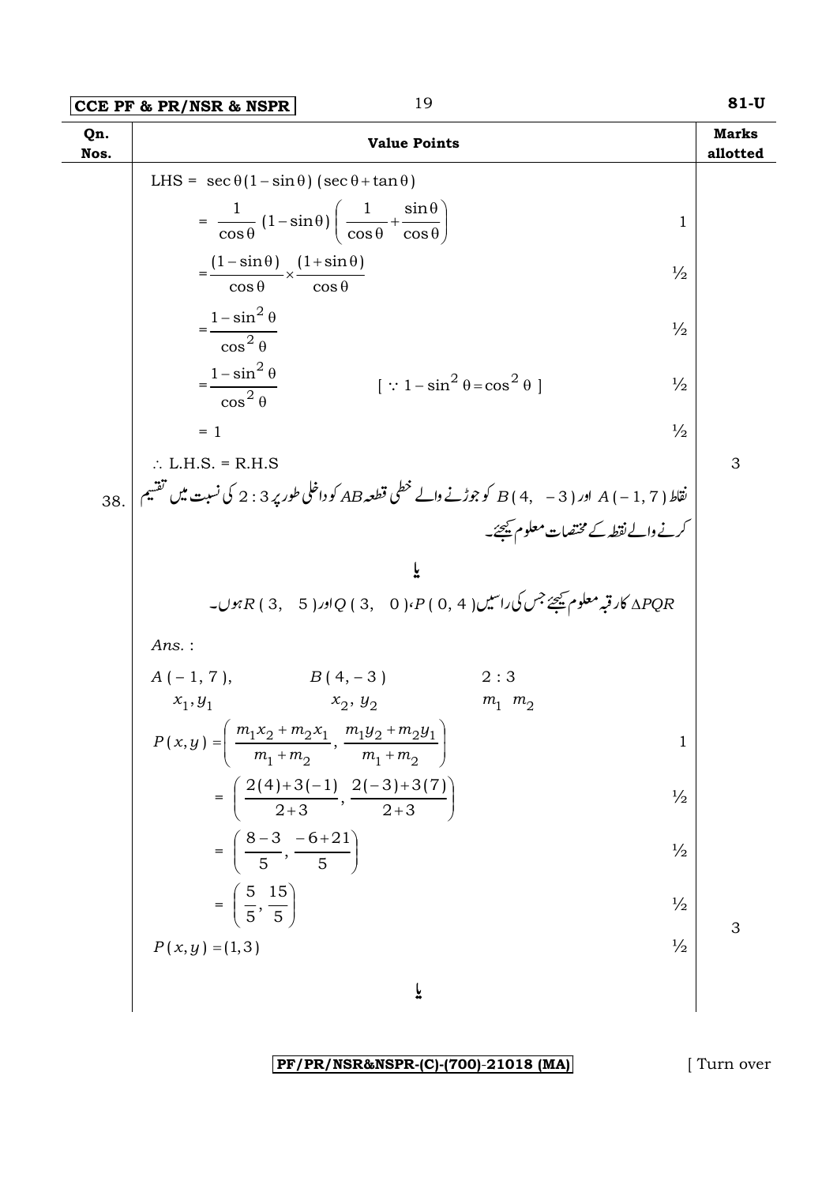| Qn. Nos. | Value Points | Marks allotted |
|---|---|---|
| | LHS = $\sec\theta(1-\sin\theta)(\sec\theta+\tan\theta)$ | |
| | $= \dfrac{1}{\cos\theta}(1-\sin\theta)\left(\dfrac{1}{\cos\theta}+\dfrac{\sin\theta}{\cos\theta}\right)$ | 1 |
| | $= \dfrac{(1-\sin\theta)}{\cos\theta}\times\dfrac{(1+\sin\theta)}{\cos\theta}$ | ½ |
| | $= \dfrac{1-\sin^2\theta}{\cos^2\theta}$ | ½ |
| | $= \dfrac{1-\sin^2\theta}{\cos^2\theta}$ $\quad [\because 1-\sin^2\theta = \cos^2\theta]$ | ½ |
| | $= 1$ | ½ |
| | $\therefore$ L.H.S. = R.H.S | 3 |
| 38. | نقاط $A(-1, 7)$ اور $B(4, -3)$ کو جوڑنے والے خطی قطعہ $AB$ کو داخلی طور پر $2:3$ کی نسبت میں تقسیم کرنے والے نقطہ کے مختصات معلوم کیجیے۔ | |
| | یا | |
| | $\Delta PQR$ کا رقبہ معلوم کیجیے جس کی راسیں $P(0, 4)$، $Q(3, 0)$ اور $R(3, 5)$ ہوں۔ | |
| | *Ans.* : | |
| | $A(-1, 7)$, $\quad B(4, -3)$ $\quad 2:3$ | |
| | $x_1, y_1$ $\quad x_2, y_2$ $\quad m_1 \; m_2$ | |
| | $P(x, y) = \left(\dfrac{m_1x_2+m_2x_1}{m_1+m_2}, \dfrac{m_1y_2+m_2y_1}{m_1+m_2}\right)$ | 1 |
| | $= \left(\dfrac{2(4)+3(-1)}{2+3}, \dfrac{2(-3)+3(7)}{2+3}\right)$ | ½ |
| | $= \left(\dfrac{8-3}{5}, \dfrac{-6+21}{5}\right)$ | ½ |
| | $= \left(\dfrac{5}{5}, \dfrac{15}{5}\right)$ | ½ |
| | $P(x, y) = (1, 3)$ | ½ 3 |
| | یا | |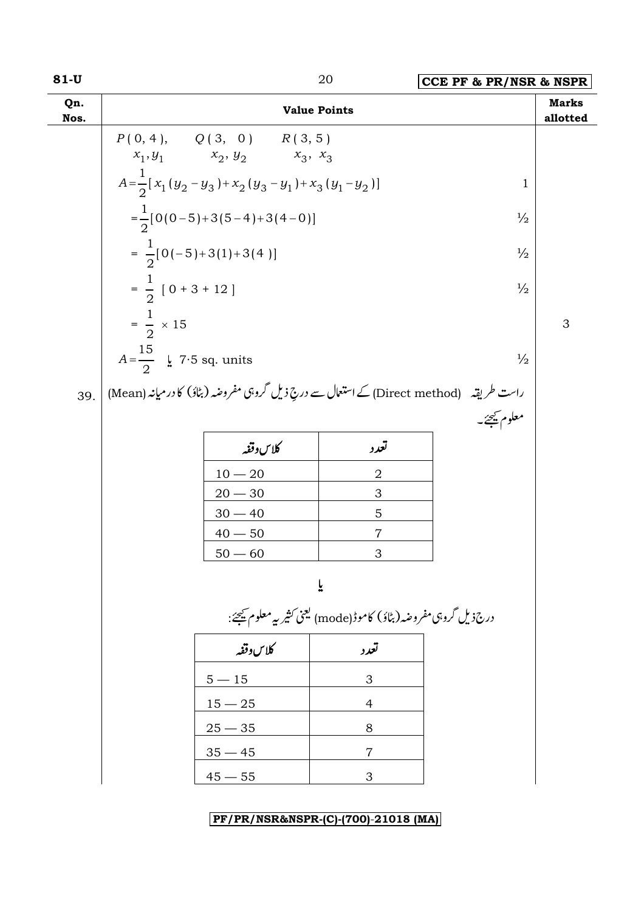| Qn. Nos. | Value Points | Marks allotted |
|---|---|---|

$P(0, 4)$, $Q(3, 0)$ $R(3, 5)$

$x_1, y_1$ $x_2, y_2$ $x_3, x_3$

$$A = \frac{1}{2}[x_1(y_2 - y_3) + x_2(y_3 - y_1) + x_3(y_1 - y_2)]$$ 1

$$= \frac{1}{2}[0(0-5) + 3(5-4) + 3(4-0)]$$ ½

$$= \frac{1}{2}[0(-5) + 3(1) + 3(4)]$$ ½

$$= \frac{1}{2}[0 + 3 + 12]$$ ½

$$= \frac{1}{2} \times 15$$ 3

$$A = \frac{15}{2}$$ یا 7·5 sq. units ½

39. راست طریقہ (Direct method) کے استعمال سے درجِ ذیل گروہی مفروضہ (بٹاؤ) کا درمیانہ (Mean) معلوم کیجئے۔

| کلاس وقفہ | تعدد |
|---|---|
| 10 — 20 | 2 |
| 20 — 30 | 3 |
| 30 — 40 | 5 |
| 40 — 50 | 7 |
| 50 — 60 | 3 |

یا

درج ذیل گروہی مفروضہ (بٹاؤ) کا موڈ (mode) یعنی کثیریہ معلوم کیجئے:

| کلاس وقفہ | تعدد |
|---|---|
| 5 — 15 | 3 |
| 15 — 25 | 4 |
| 25 — 35 | 8 |
| 35 — 45 | 7 |
| 45 — 55 | 3 |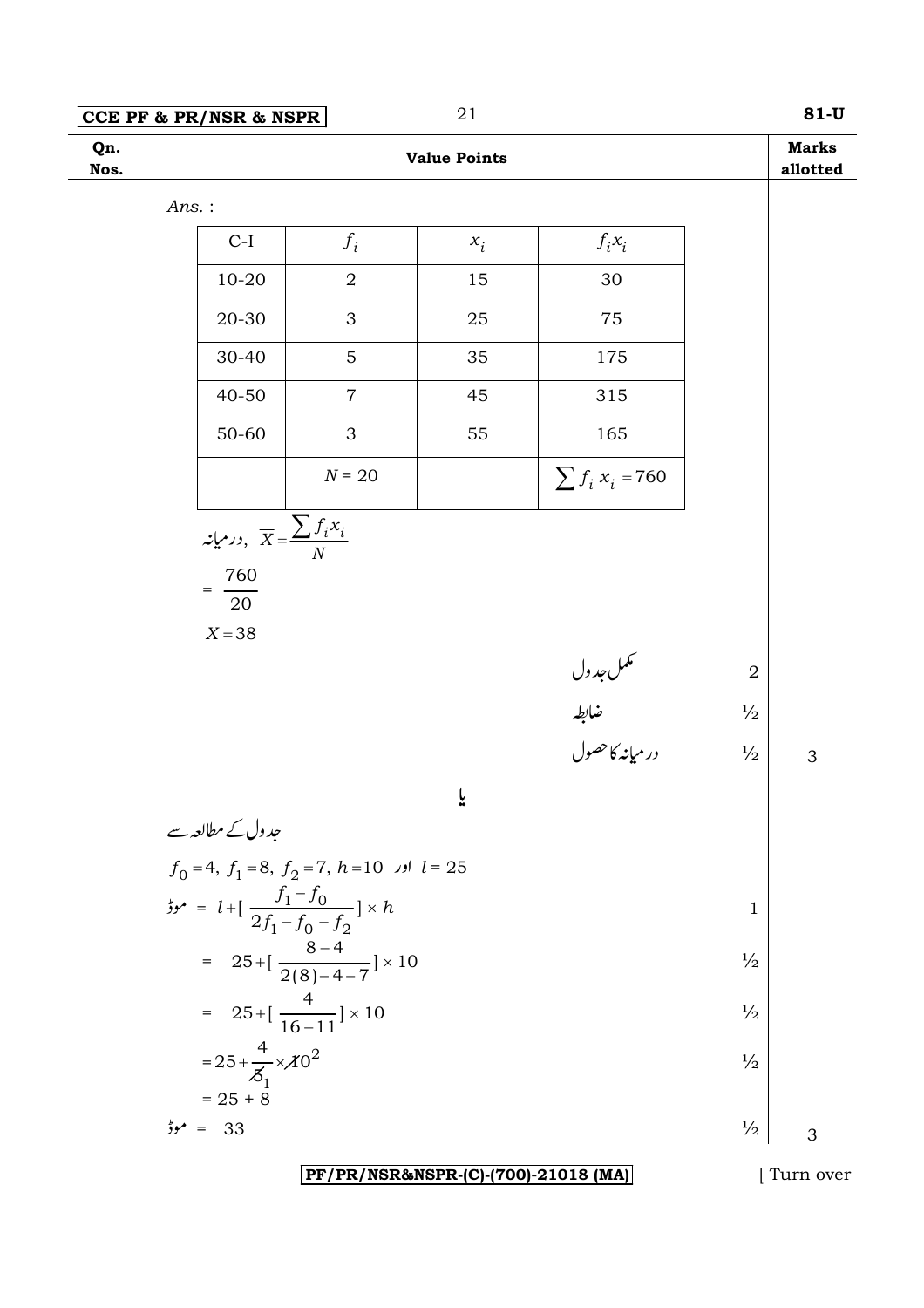| Qn. Nos. | Value Points | Marks allotted |
|---|---|---|

*Ans.* :

| C-I | $f_i$ | $x_i$ | $f_i x_i$ |
|---|---|---|---|
| 10-20 | 2 | 15 | 30 |
| 20-30 | 3 | 25 | 75 |
| 30-40 | 5 | 35 | 175 |
| 40-50 | 7 | 45 | 315 |
| 50-60 | 3 | 55 | 165 |
| | $N = 20$ | | $\sum f_i x_i = 760$ |

درمیانہ، $\overline{X} = \dfrac{\sum f_i x_i}{N}$

$= \dfrac{760}{20}$

$\overline{X} = 38$

مکمل جدول — 2

ضابطہ — ½

درمیانہ کا حصول — ½ — **3**

**یا**

جدول کے مطالعہ سے

$f_0 = 4,\ f_1 = 8,\ f_2 = 7,\ h = 10$ اور $l = 25$

موڈ $= l + \left[ \dfrac{f_1 - f_0}{2f_1 - f_0 - f_2} \right] \times h$ — 1

$= 25 + \left[ \dfrac{8-4}{2(8)-4-7} \right] \times 10$ — ½

$= 25 + \left[ \dfrac{4}{16-11} \right] \times 10$ — ½

$= 25 + \dfrac{4}{\cancel{5}_1} \times \cancel{10}^2$ — ½

$= 25 + 8$

موڈ $= 33$ — ½ — **3**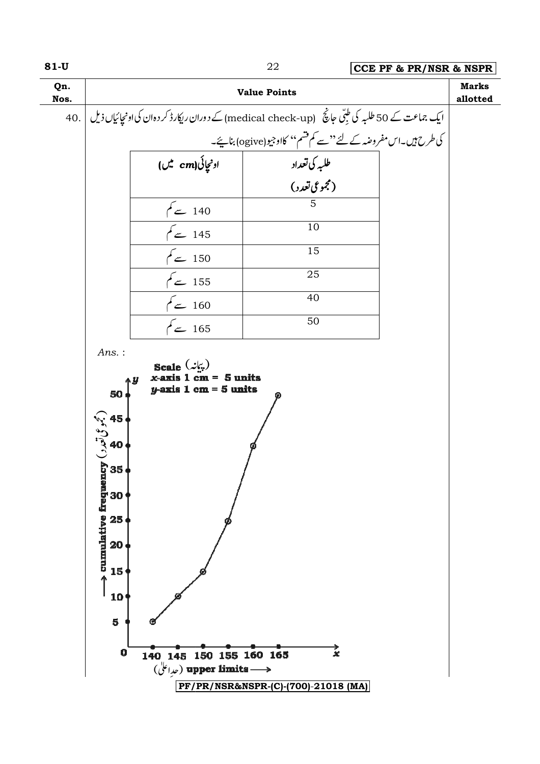| Qn. Nos. | Value Points | Marks allotted |
|---|---|---|
| 40. | ایک جماعت کے 50 طلبہ کی طِبّی جانچ (medical check-up) کے دوران ریکارڈ کردہ ان کی اونچائیاں ذیل کی طرح ہیں۔اس مفروضہ کے لئے ''سے کم قسم'' کا اوجیو(ogive) بنائیے۔ | |

| اونچائی( cm میں) | طلبہ کی تعداد (مجموعی تعدد) |
|---|---|
| 140 سے کم | 5 |
| 145 سے کم | 10 |
| 150 سے کم | 15 |
| 155 سے کم | 25 |
| 160 سے کم | 40 |
| 165 سے کم | 50 |

*Ans.* :

**Scale** (پیانہ)
**x-axis 1 cm = 5 units**
**y-axis 1 cm = 5 units**

y-axis: cumulative frequency (مجموعی تعدد)

x-axis: upper limits (حدِاعلیٰ)

Plotted points: (140, 5), (145, 10), (150, 15), (155, 25), (160, 40), (165, 50)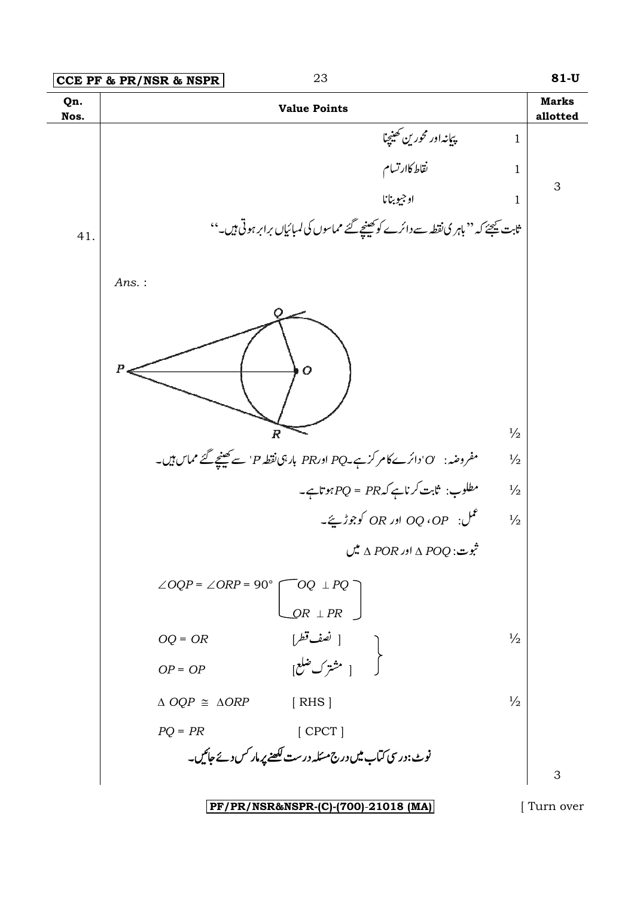| Qn. Nos. | Value Points | | Marks allotted |
|---|---|---|---|
| | پیمانہ اور محورین کھینچنا | 1 | |
| | نقاط کا ارتسام | 1 | 3 |
| | اوجیو بنانا | 1 | |
| 41. | ثابت کیجئے کہ ''باہری نقطہ سے دائرے کو کھینچے گئے مماسوں کی لمبائیاں برابر ہوتی ہیں۔'' | | |

*Ans.* :

(Figure: circle with centre $O$, external point $P$, tangents $PQ$ and $PR$, with $OQ$, $OP$, $OR$ joined) — ½

مفروضہ : '$O$' دائرے کا مرکز ہے۔ $PQ$ اور $PR$ باہری نقطہ '$P$' سے کھینچے گئے مماس ہیں۔ — ½

مطلوب: ثابت کرنا ہے کہ $PQ = PR$ ہوتا ہے۔ — ½

عمل: $OP$ ، $OQ$ اور $OR$ کو جوڑیئے۔ — ½

ثبوت: $\Delta POQ$ اور $\Delta POR$ میں

$\angle OQP = \angle ORP = 90°$ $\left[\begin{array}{l} OQ \perp PQ \\ OR \perp PR \end{array}\right]$

$OQ = OR$ [ نصف قطر ]

$OP = OP$ [ مشترک ضلع ] — ½

$\Delta\ OQP \cong \Delta ORP$ [ RHS ] — ½

$PQ = PR$ [ CPCT ]

نوٹ: درسی کتاب میں درج مسئلہ درست لکھنے پر مارکس دیے جائیں۔

3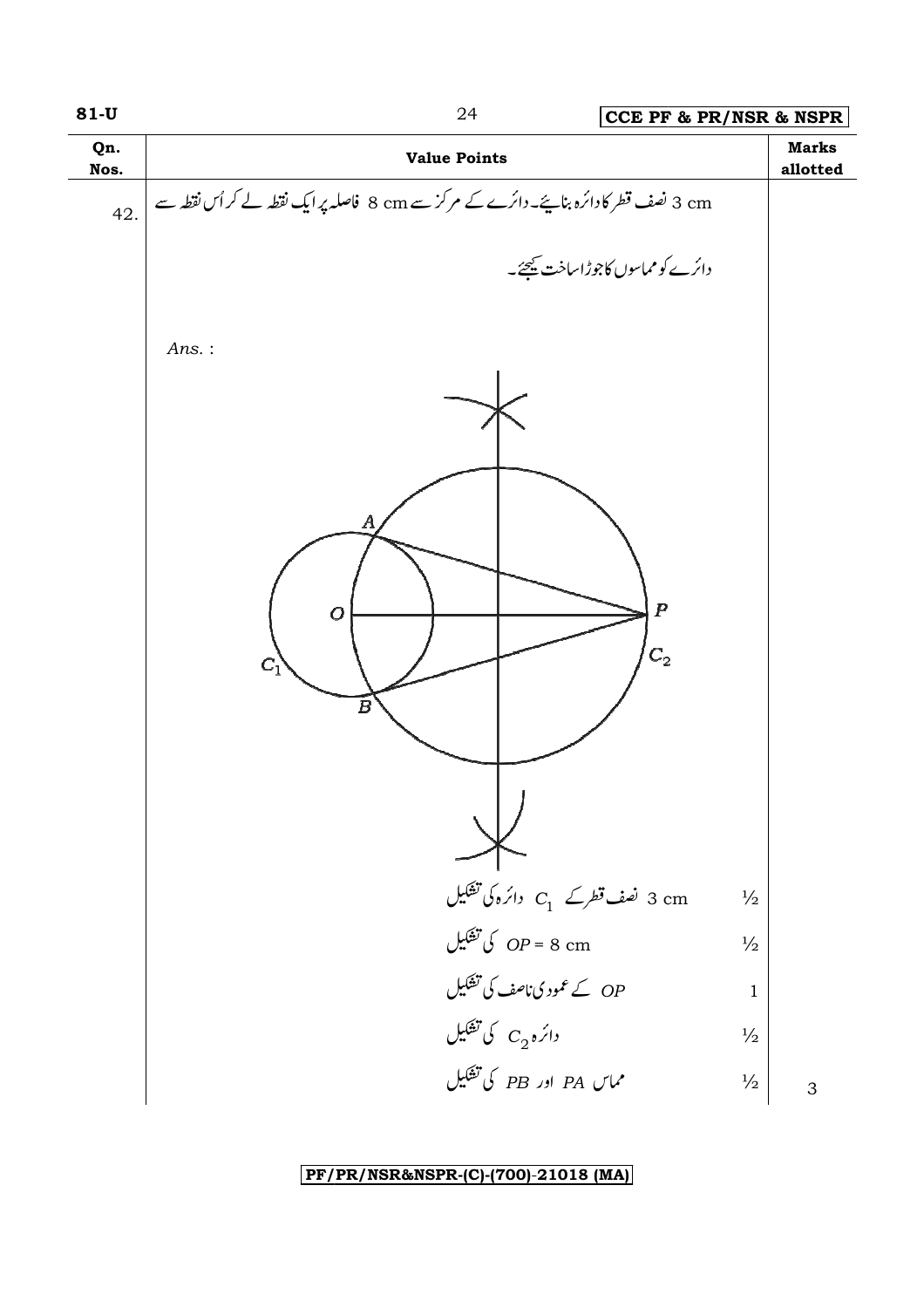| Qn. Nos. | Value Points | Marks allotted |
|---|---|---|
| 42. | 3 cm نصف قطر کا دائرہ بنائیے۔ دائرے کے مرکز سے 8 cm فاصلہ پر ایک نقطہ لے کر اُس نقطہ سے دائرے کو مماسوں کا جوڑا ساخت کیجئے۔ | |
| | *Ans.* : | |
| | 3 cm نصف قطر کے $C_1$ دائرہ کی تشکیل | ½ |
| | $OP$ = 8 cm کی تشکیل | ½ |
| | $OP$ کے عمودی ناصف کی تشکیل | 1 |
| | دائرہ $C_2$ کی تشکیل | ½ |
| | مماس $PA$ اور $PB$ کی تشکیل | ½ |
| | | 3 |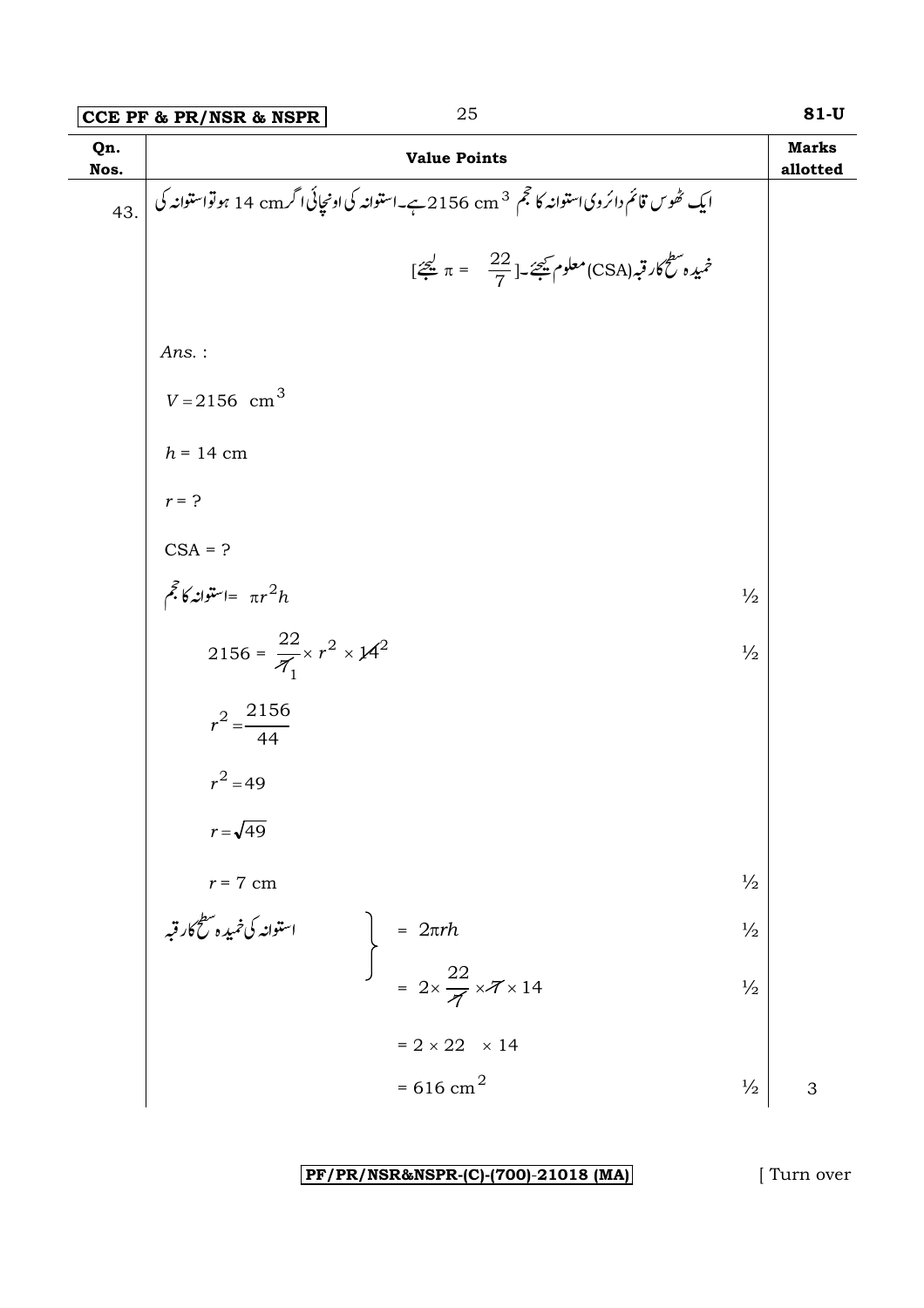| Qn. Nos. | Value Points | Marks allotted |
|---|---|---|
| 43. | ایک ٹھوس قائم دائروی استوانہ کا حجم $2156 \text{ cm}^3$ ہے۔استوانہ کی اونچائی اگر $14$ cm ہو تو استوانہ کی خمیدہ سطح کا رقبہ (CSA) معلوم کیجئے۔[ $\pi = \frac{22}{7}$ لیجئے] | |
| | *Ans.* : | |
| | $V = 2156 \text{ cm}^3$ | |
| | $h = 14$ cm | |
| | $r = ?$ | |
| | CSA = ? | |
| | استوانہ کا حجم $= \pi r^2 h$ ½ | |
| | $2156 = \frac{22}{\cancel{7}_1} \times r^2 \times \cancel{14}^2$ ½ | |
| | $r^2 = \frac{2156}{44}$ | |
| | $r^2 = 49$ | |
| | $r = \sqrt{49}$ | |
| | $r = 7$ cm ½ | |
| | استوانہ کی خمیدہ سطح کا رقبہ $= 2\pi rh$ ½ | |
| | $= 2 \times \frac{22}{\cancel{7}} \times \cancel{7} \times 14$ ½ | |
| | $= 2 \times 22 \times 14$ | |
| | $= 616 \text{ cm}^2$ ½ | 3 |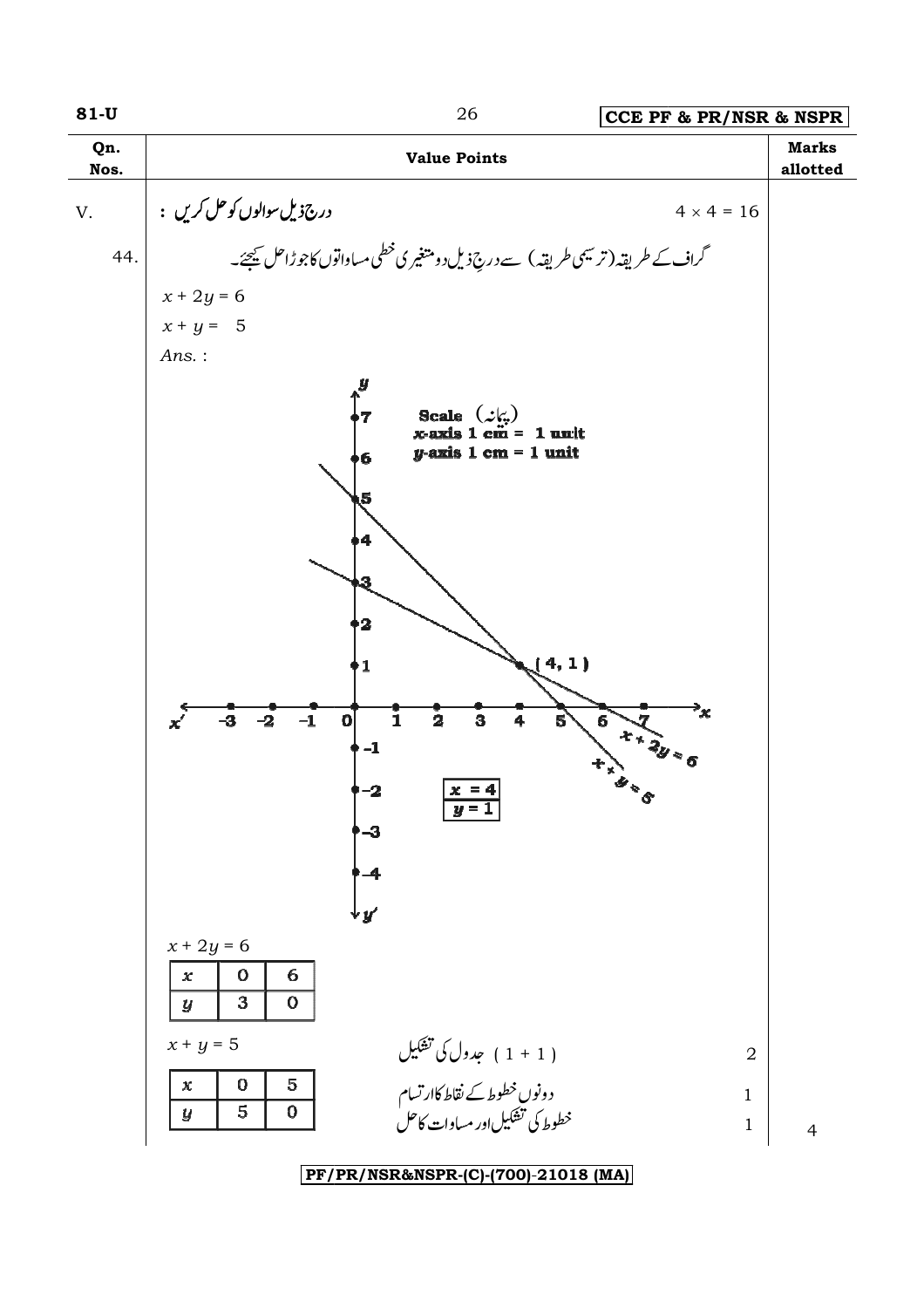| Qn. Nos. | Value Points | Marks allotted |
|---|---|---|

**V.** درج ذیل سوالوں کو حل کریں : $4 \times 4 = 16$

**44.** گراف کے طریقہ (ترسیمی طریقہ) سے درجِ ذیل دو متغیری خطی مساواتوں کا جوڑا حل کیجئے۔

$x + 2y = 6$

$x + y = 5$

*Ans.* :

Scale (پیمانہ)
x-axis 1 cm = 1 unit
y-axis 1 cm = 1 unit

(4, 1)

$x + 2y = 6$

$x + y = 5$

$x = 4$
$y = 1$

$x + 2y = 6$

| $x$ | 0 | 6 |
|---|---|---|
| $y$ | 3 | 0 |

$x + y = 5$

| $x$ | 0 | 5 |
|---|---|---|
| $y$ | 5 | 0 |

جدول کی تشکیل ( 1 + 1 ) — 2

دونوں خطوط کے نقاط کا ارتسام — 1

خطوط کی تشکیل اور مساوات کا حل — 1

**4**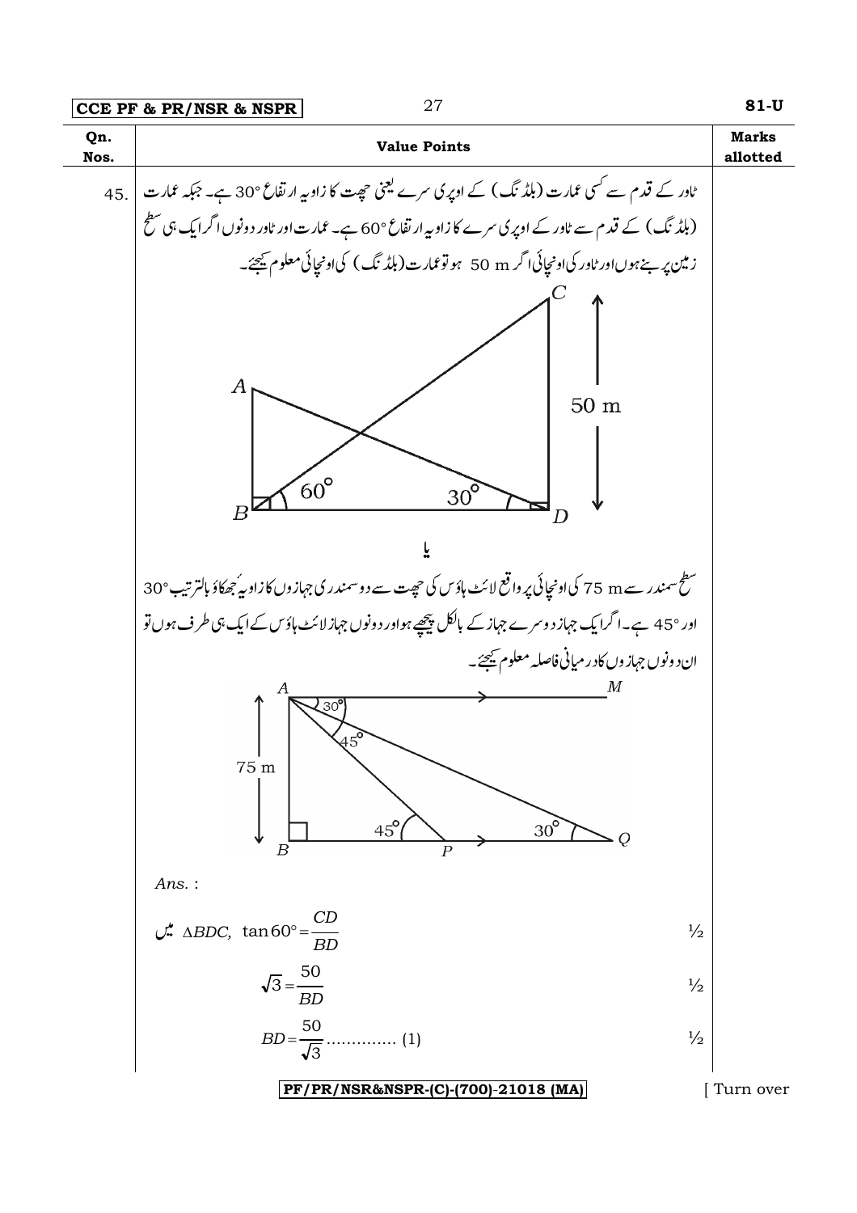| Qn. Nos. | Value Points | Marks allotted |
|---|---|---|
| 45. | ٹاور کے قدم سے کسی عمارت (بلڈنگ) کے اوپری سرے یعنی چھت کا زاویہ ارتفاع 30° ہے۔ جبکہ عمارت (بلڈنگ) کے قدم سے ٹاور کے اوپری سرے کا زاویہ ارتفاع 60° ہے۔ عمارت اور ٹاور دونوں اگر ایک ہی سطح زمین پر بنے ہوں اور ٹاور کی اونچائی اگر 50 m ہو تو عمارت (بلڈنگ) کی اونچائی معلوم کیجئے۔ | |

**یا**

سطح سمندر سے 75 m کی اونچائی پر واقع لائٹ ہاؤس کی چھت سے دو سمندری جہازوں کا زاویہ جھکاؤ بالترتیب 30° اور 45° ہے۔ اگر ایک جہاز دوسرے جہاز کے بالکل پیچھے ہو اور دونوں جہاز لائٹ ہاؤس کے ایک ہی طرف ہوں تو ان دونوں جہازوں کا درمیانی فاصلہ معلوم کیجئے۔

*Ans.* :

میں $\Delta BDC$, $\tan 60° = \dfrac{CD}{BD}$ — ½

$\sqrt{3} = \dfrac{50}{BD}$ — ½

$BD = \dfrac{50}{\sqrt{3}}$ .............. (1) — ½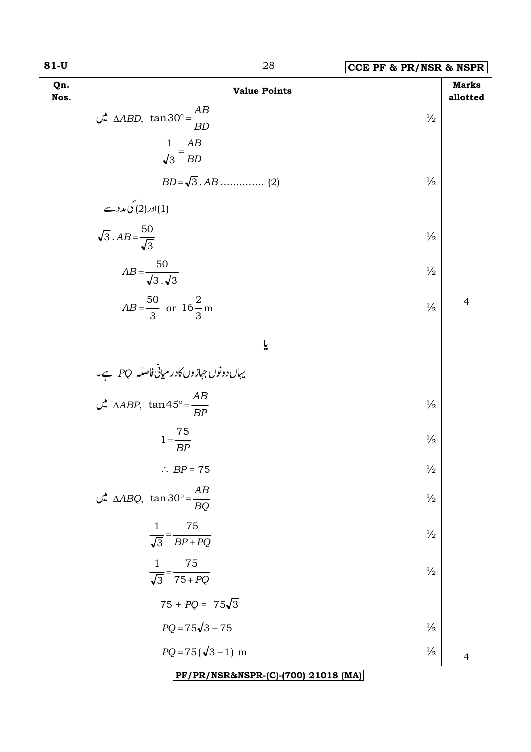| Qn. Nos. | Value Points | | Marks allotted |
|---|---|---|---|
| | $\Delta ABD$ میں، $\tan 30° = \dfrac{AB}{BD}$ | ½ | |
| | $\dfrac{1}{\sqrt{3}} = \dfrac{AB}{BD}$ | | |
| | $BD = \sqrt{3}\,.\,AB$ ............. (2) | ½ | |
| | (1) اور (2) کی مدد سے | | |
| | $\sqrt{3}\,.\,AB = \dfrac{50}{\sqrt{3}}$ | ½ | |
| | $AB = \dfrac{50}{\sqrt{3}\,.\,\sqrt{3}}$ | ½ | |
| | $AB = \dfrac{50}{3}$ or $16\dfrac{2}{3}$ m | ½ | 4 |
| | **یا** | | |
| | یہاں دونوں جہازوں کا درمیانی فاصلہ $PQ$ ہے۔ | | |
| | $\Delta ABP$ میں، $\tan 45° = \dfrac{AB}{BP}$ | ½ | |
| | $1 = \dfrac{75}{BP}$ | ½ | |
| | $\therefore\ BP = 75$ | ½ | |
| | $\Delta ABQ$ میں، $\tan 30° = \dfrac{AB}{BQ}$ | ½ | |
| | $\dfrac{1}{\sqrt{3}} = \dfrac{75}{BP + PQ}$ | ½ | |
| | $\dfrac{1}{\sqrt{3}} = \dfrac{75}{75 + PQ}$ | ½ | |
| | $75 + PQ = 75\sqrt{3}$ | | |
| | $PQ = 75\sqrt{3} - 75$ | ½ | |
| | $PQ = 75(\sqrt{3} - 1)$ m | ½ | 4 |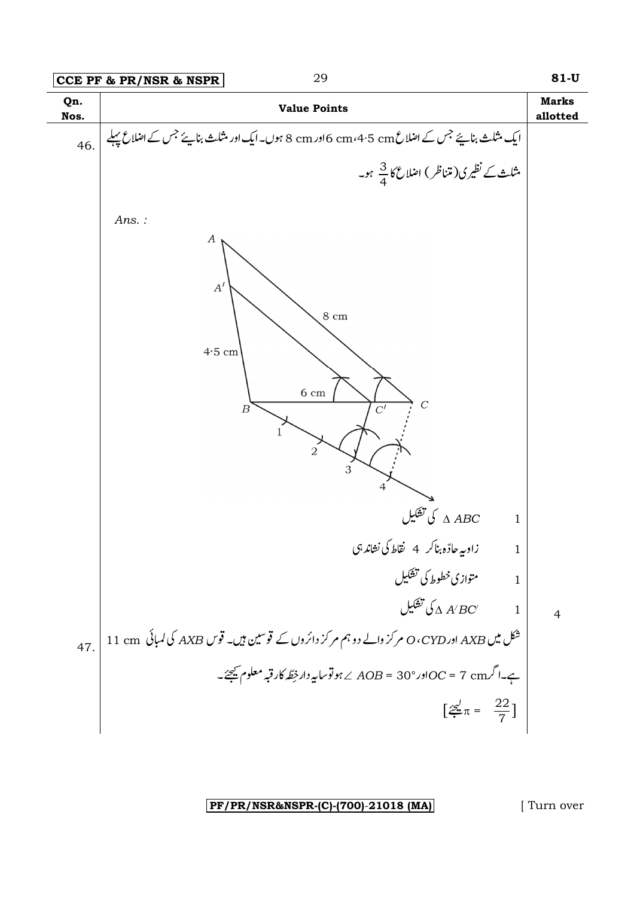| Qn. Nos. | Value Points | Marks allotted |
|---|---|---|
| 46. | ایک مثلث بنائیے جس کے اضلاع 6 cm ،4·5 cm اور 8 cm ہوں۔ ایک اور مثلث بنائیے جس کے اضلاع پہلے مثلث کے نظیری (متناظر) اضلاع کا $\frac{3}{4}$ ہو۔ | |
| | *Ans.* : | |
| | $\Delta ABC$ کی تشکیل — 1 | |
| | زاویہ حادّہ بناکر 4 نقاط کی نشاندہی — 1 | |
| | متوازی خطوط کی تشکیل — 1 | |
| | $\Delta A'BC'$ کی تشکیل — 1 | 4 |
| 47. | شکل میں $AXB$ اور $CYD$، $O$ مرکز والے دو ہم مرکز دائروں کے قوسین ہیں۔ قوس $AXB$ کی لمبائی 11 cm ہے۔ اگر $OC = 7$ cm اور $\angle AOB = 30°$ ہو تو سایہ دار خطّہ کا رقبہ معلوم کیجئے۔ [$\pi = \frac{22}{7}$ لیجئے] | |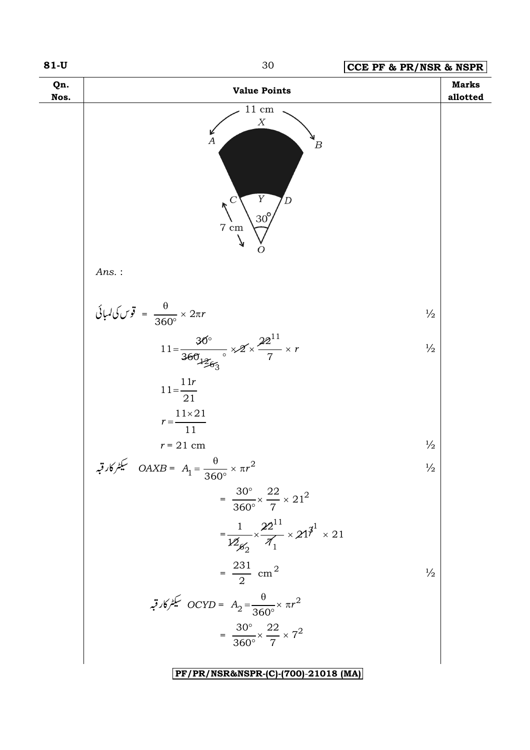| Qn. Nos. | Value Points | Marks allotted |
|---|---|---|
| | *Ans.* : | |
| | قوس کی لمبائی $= \frac{\theta}{360^\circ} \times 2\pi r$ | ½ |
| | $11 = \frac{30^\circ}{360^\circ} \times 2 \times \frac{22}{7} \times r$ | ½ |
| | $11 = \frac{11r}{21}$ | |
| | $r = \frac{11 \times 21}{11}$ | |
| | $r = 21$ cm | ½ |
| | سیکٹر کا رقبہ $OAXB = A_1 = \frac{\theta}{360^\circ} \times \pi r^2$ | ½ |
| | $= \frac{30^\circ}{360^\circ} \times \frac{22}{7} \times 21^2$ | |
| | $= \frac{1}{12} \times \frac{22}{7} \times 21 \times 21$ | |
| | $= \frac{231}{2}$ cm$^2$ | ½ |
| | سیکٹر کا رقبہ $OCYD = A_2 = \frac{\theta}{360^\circ} \times \pi r^2$ | |
| | $= \frac{30^\circ}{360^\circ} \times \frac{22}{7} \times 7^2$ | |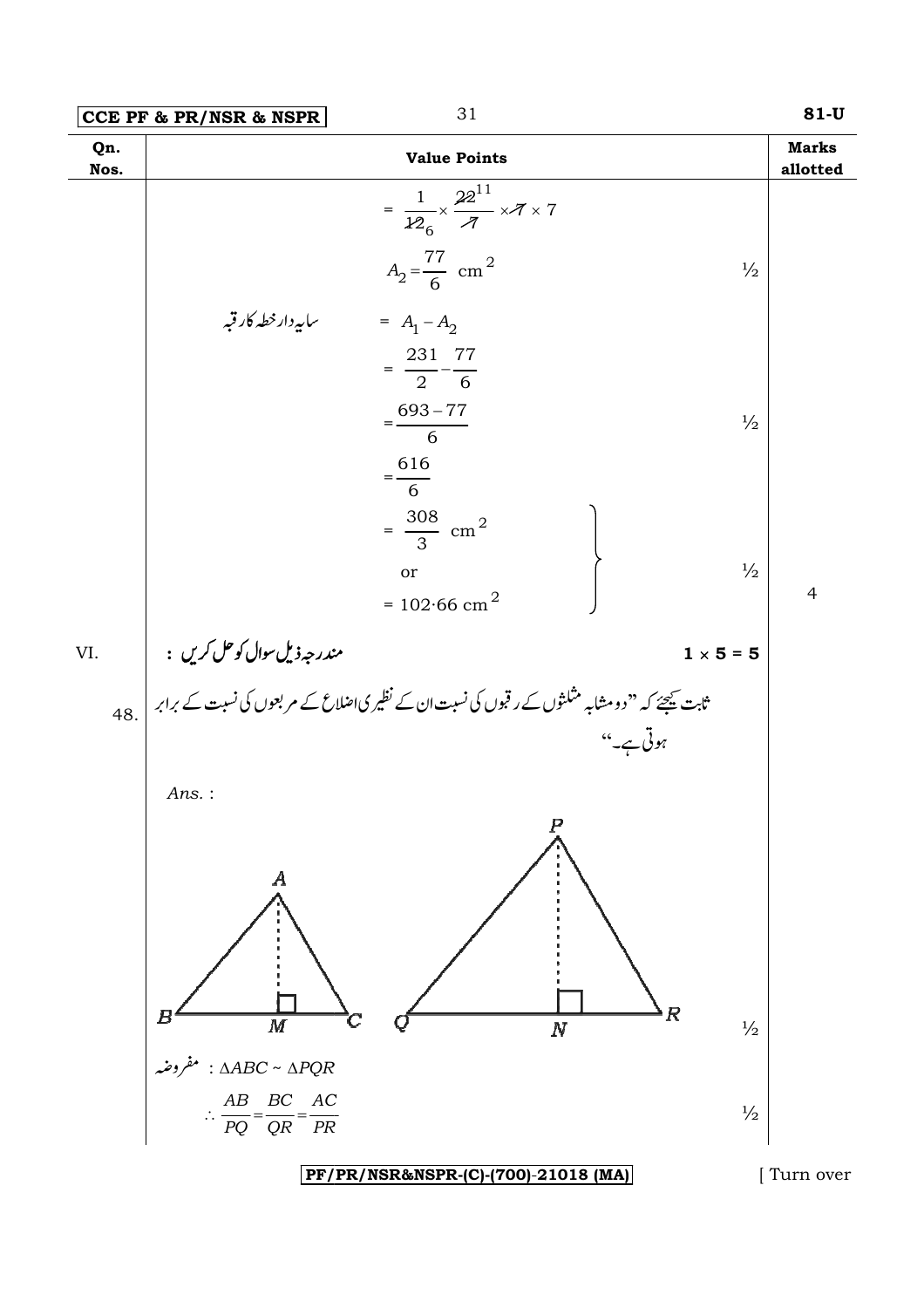| Qn. Nos. | Value Points | Marks allotted |
|---|---|---|
| | $= \frac{1}{\cancel{12}_6} \times \frac{\cancel{22}^{11}}{\cancel{7}} \times \cancel{7} \times 7$ | |
| | $A_2 = \frac{77}{6}\ \text{cm}^2$ | ½ |
| | سایہ دار خطہ کا رقبہ $= A_1 - A_2$ | |
| | $= \frac{231}{2} - \frac{77}{6}$ | |
| | $= \frac{693 - 77}{6}$ | ½ |
| | $= \frac{616}{6}$ | |
| | $= \frac{308}{3}\ \text{cm}^2$ or $= 102{\cdot}66\ \text{cm}^2$ | ½ |
| | | 4 |
| VI. | مندرجہ ذیل سوال کو حل کریں : | $1 \times 5 = 5$ |
| 48. | ثابت کیجئے کہ "دو مشابہ مثلثوں کے رقبوں کی نسبت ان کے نظیری اضلاع کے مربعوں کی نسبت کے برابر ہوتی ہے۔" | |
| | *Ans.* : | |
| | (Figure: $\triangle ABC$ with altitude $AM$ on $BC$; $\triangle PQR$ with altitude $PN$ on $QR$) | ½ |
| | مفروضہ : $\Delta ABC \sim \Delta PQR$ | |
| | $\therefore \frac{AB}{PQ} = \frac{BC}{QR} = \frac{AC}{PR}$ | ½ |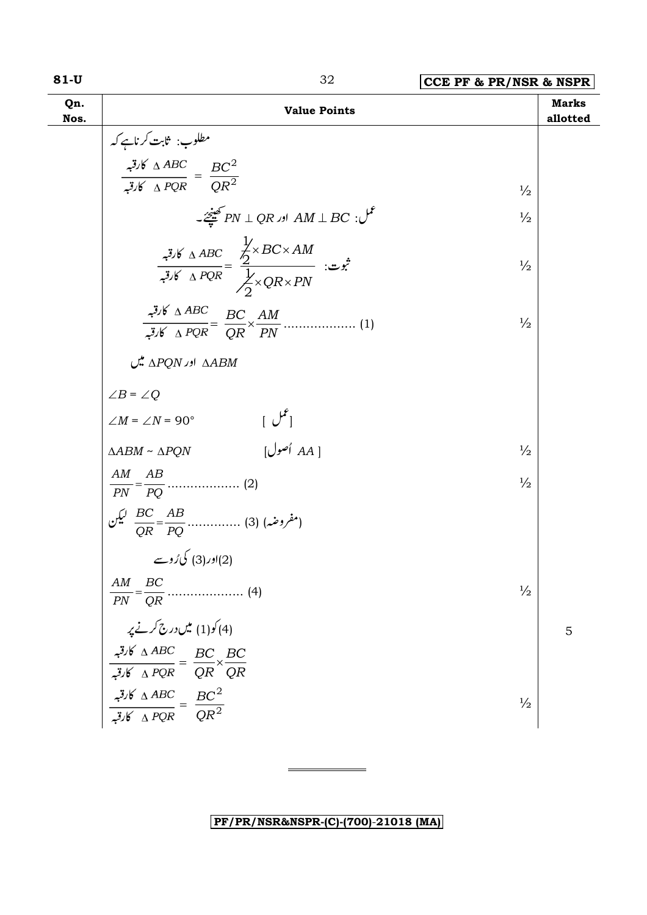| Qn. Nos. | Value Points | | Marks allotted |
|---|---|---|---|
| | مطلوب: ثابت کرنا ہے کہ | | |
| | $\frac{\Delta ABC \text{ کارقبہ}}{\Delta PQR \text{ کارقبہ}} = \frac{BC^2}{QR^2}$ | ½ | |
| | عمل: $AM \perp BC$ اور $PN \perp QR$ کھینچیے۔ | ½ | |
| | ثبوت: $\frac{\Delta ABC \text{ کارقبہ}}{\Delta PQR \text{ کارقبہ}} = \frac{\frac{1}{2} \times BC \times AM}{\frac{1}{2} \times QR \times PN}$ | ½ | |
| | $\frac{\Delta ABC \text{ کارقبہ}}{\Delta PQR \text{ کارقبہ}} = \frac{BC}{QR} \times \frac{AM}{PN}$ .................. (1) | ½ | |
| | $\Delta ABM$ اور $\Delta PQN$ میں | | |
| | $\angle B = \angle Q$ | | |
| | $\angle M = \angle N = 90°$ [عمل] | | |
| | $\Delta ABM \sim \Delta PQN$ [AA اُصول] | ½ | |
| | $\frac{AM}{PN} = \frac{AB}{PQ}$ .................. (2) | ½ | |
| | لیکن $\frac{BC}{QR} = \frac{AB}{PQ}$ ............. (3) (مفروضہ) | | |
| | (2)اور(3) کی رُو سے | | |
| | $\frac{AM}{PN} = \frac{BC}{QR}$ .................... (4) | ½ | |
| | (4) کو (1) میں درج کرنے پر | | 5 |
| | $\frac{\Delta ABC \text{ کارقبہ}}{\Delta PQR \text{ کارقبہ}} = \frac{BC}{QR} \times \frac{BC}{QR}$ | | |
| | $\frac{\Delta ABC \text{ کارقبہ}}{\Delta PQR \text{ کارقبہ}} = \frac{BC^2}{QR^2}$ | ½ | |